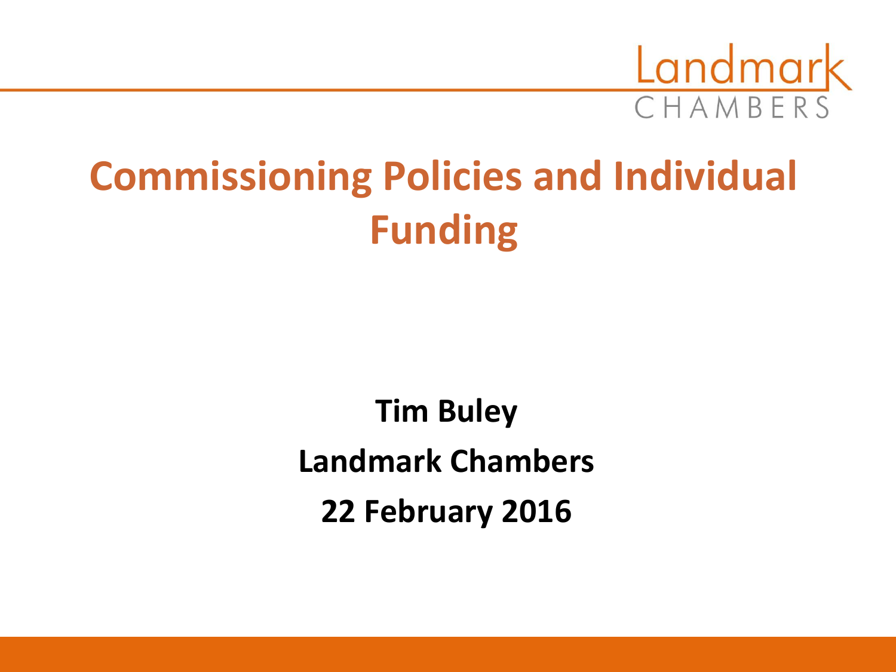# Commissioning Policies and Individual Funding

**Tim Buley**

**Landmark Chambers**

**22 February 2016**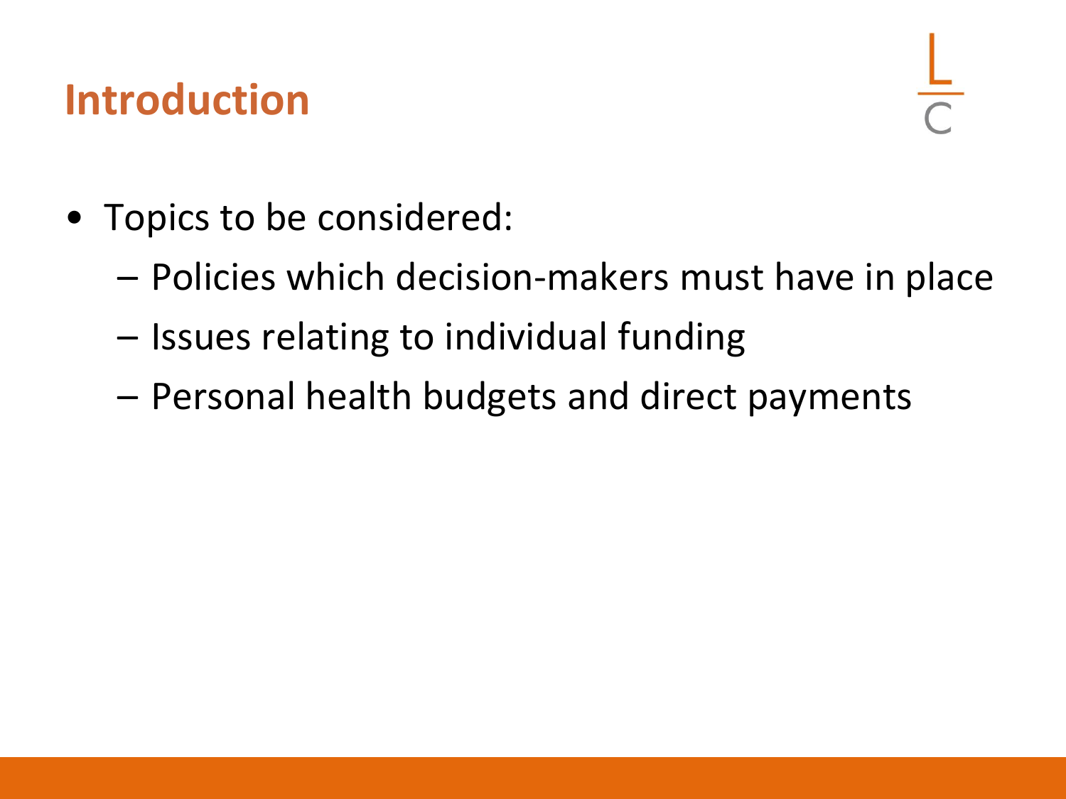## Introduction

- Topics to be considered:
  - Policies which decision-makers must have in place
  - Issues relating to individual funding
  - Personal health budgets and direct payments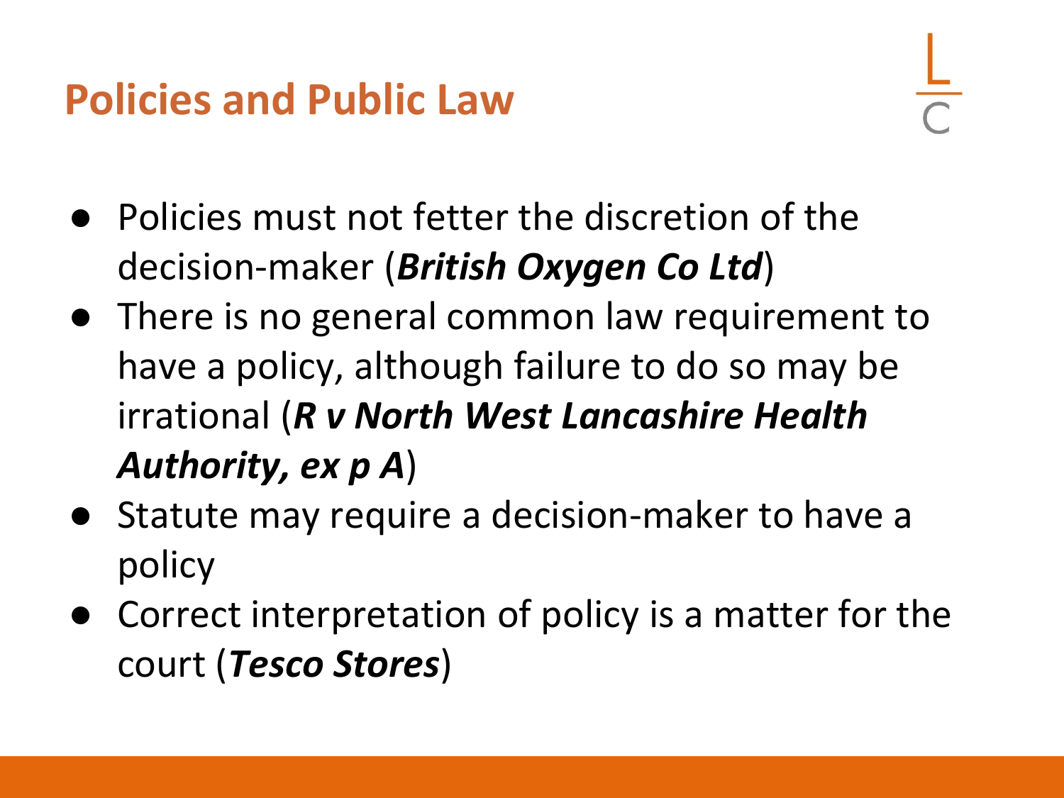# Policies and Public Law

- Policies must not fetter the discretion of the decision-maker (***British Oxygen Co Ltd***)
- There is no general common law requirement to have a policy, although failure to do so may be irrational (***R v North West Lancashire Health Authority, ex p A***)
- Statute may require a decision-maker to have a policy
- Correct interpretation of policy is a matter for the court (***Tesco Stores***)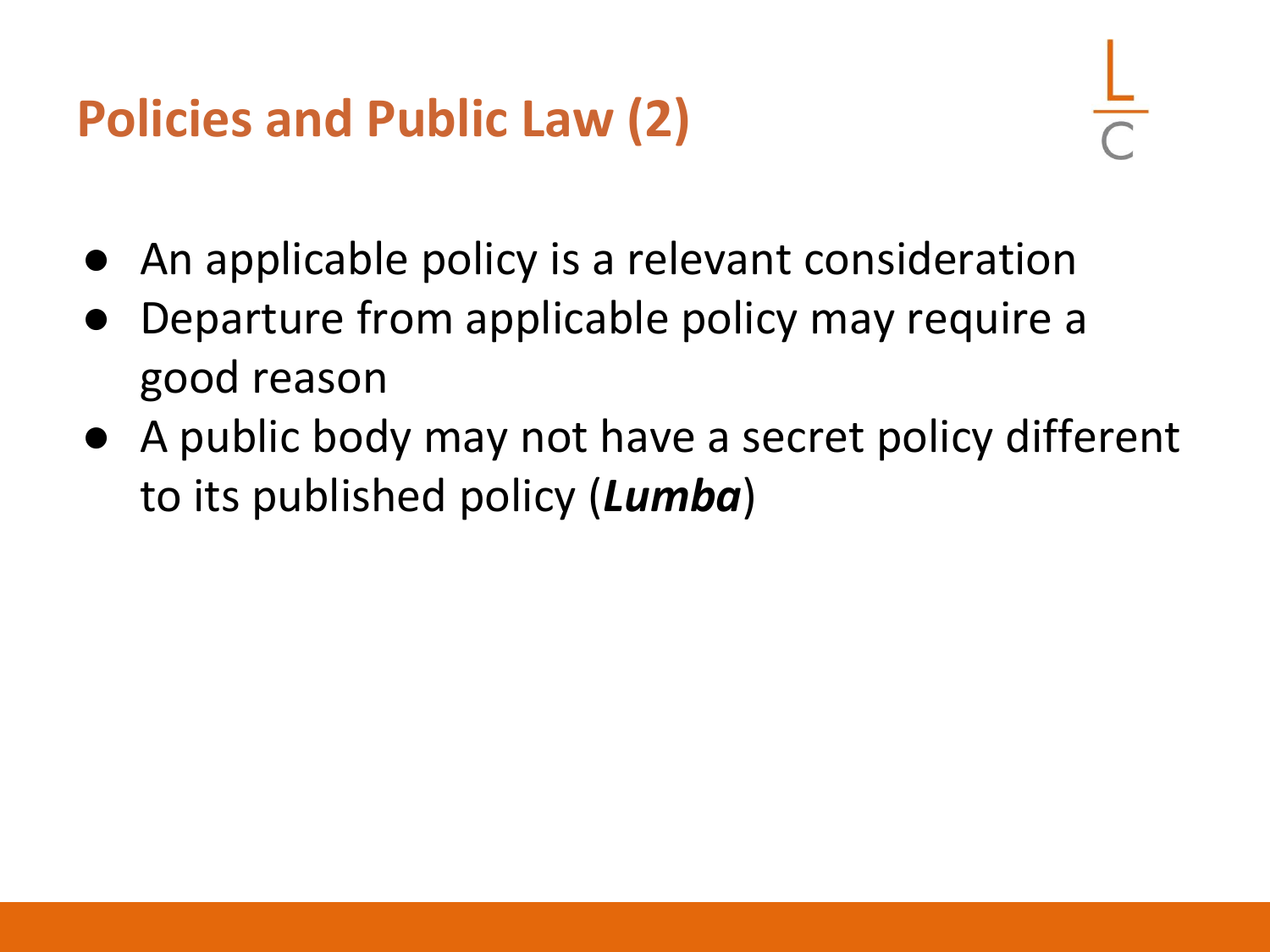# Policies and Public Law (2)

- An applicable policy is a relevant consideration
- Departure from applicable policy may require a good reason
- A public body may not have a secret policy different to its published policy (***Lumba***)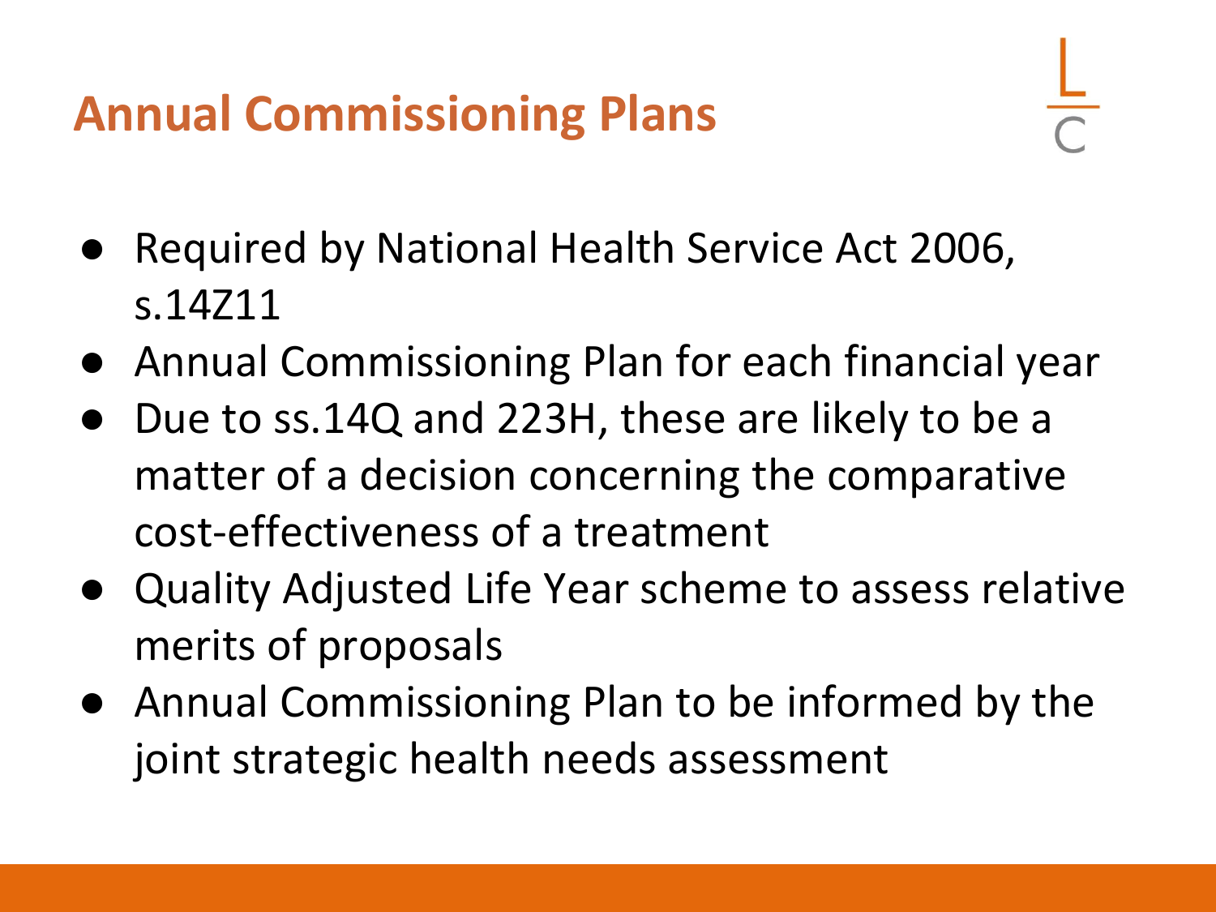# Annual Commissioning Plans

- Required by National Health Service Act 2006, s.14Z11
- Annual Commissioning Plan for each financial year
- Due to ss.14Q and 223H, these are likely to be a matter of a decision concerning the comparative cost-effectiveness of a treatment
- Quality Adjusted Life Year scheme to assess relative merits of proposals
- Annual Commissioning Plan to be informed by the joint strategic health needs assessment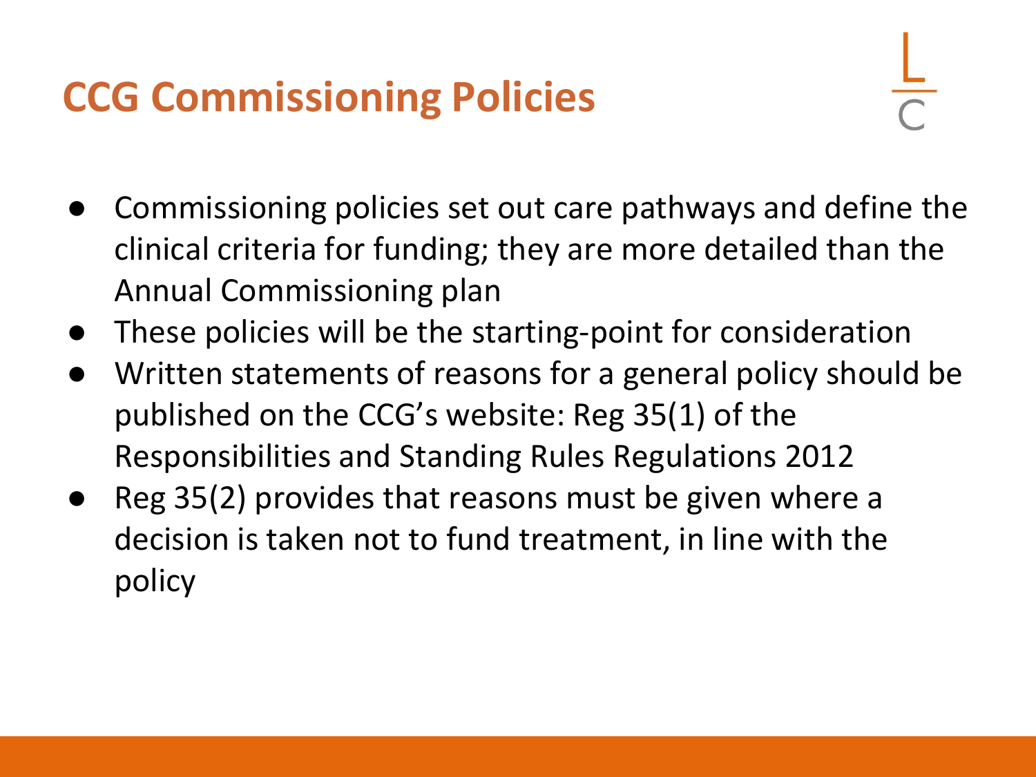# CCG Commissioning Policies

- Commissioning policies set out care pathways and define the clinical criteria for funding; they are more detailed than the Annual Commissioning plan
- These policies will be the starting-point for consideration
- Written statements of reasons for a general policy should be published on the CCG's website: Reg 35(1) of the Responsibilities and Standing Rules Regulations 2012
- Reg 35(2) provides that reasons must be given where a decision is taken not to fund treatment, in line with the policy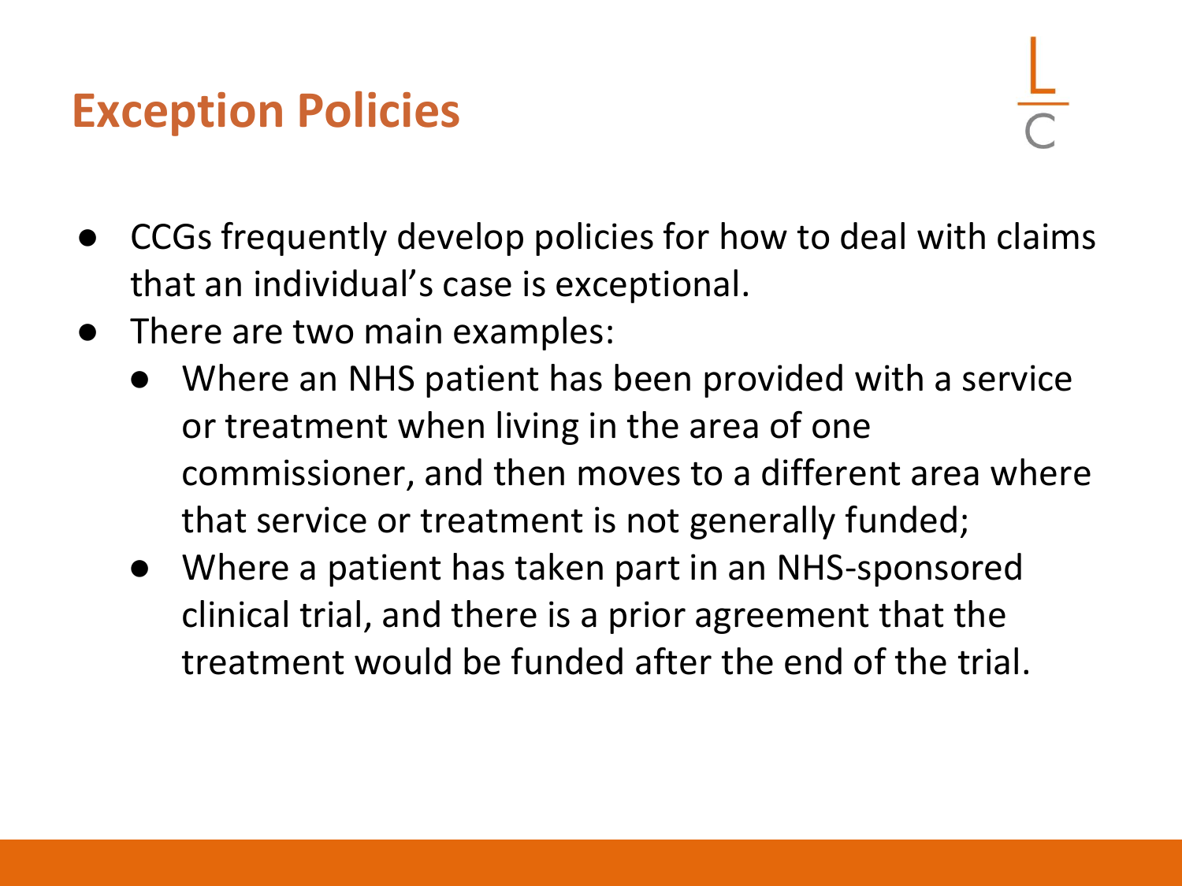# Exception Policies

- CCGs frequently develop policies for how to deal with claims that an individual's case is exceptional.
- There are two main examples:
  - Where an NHS patient has been provided with a service or treatment when living in the area of one commissioner, and then moves to a different area where that service or treatment is not generally funded;
  - Where a patient has taken part in an NHS-sponsored clinical trial, and there is a prior agreement that the treatment would be funded after the end of the trial.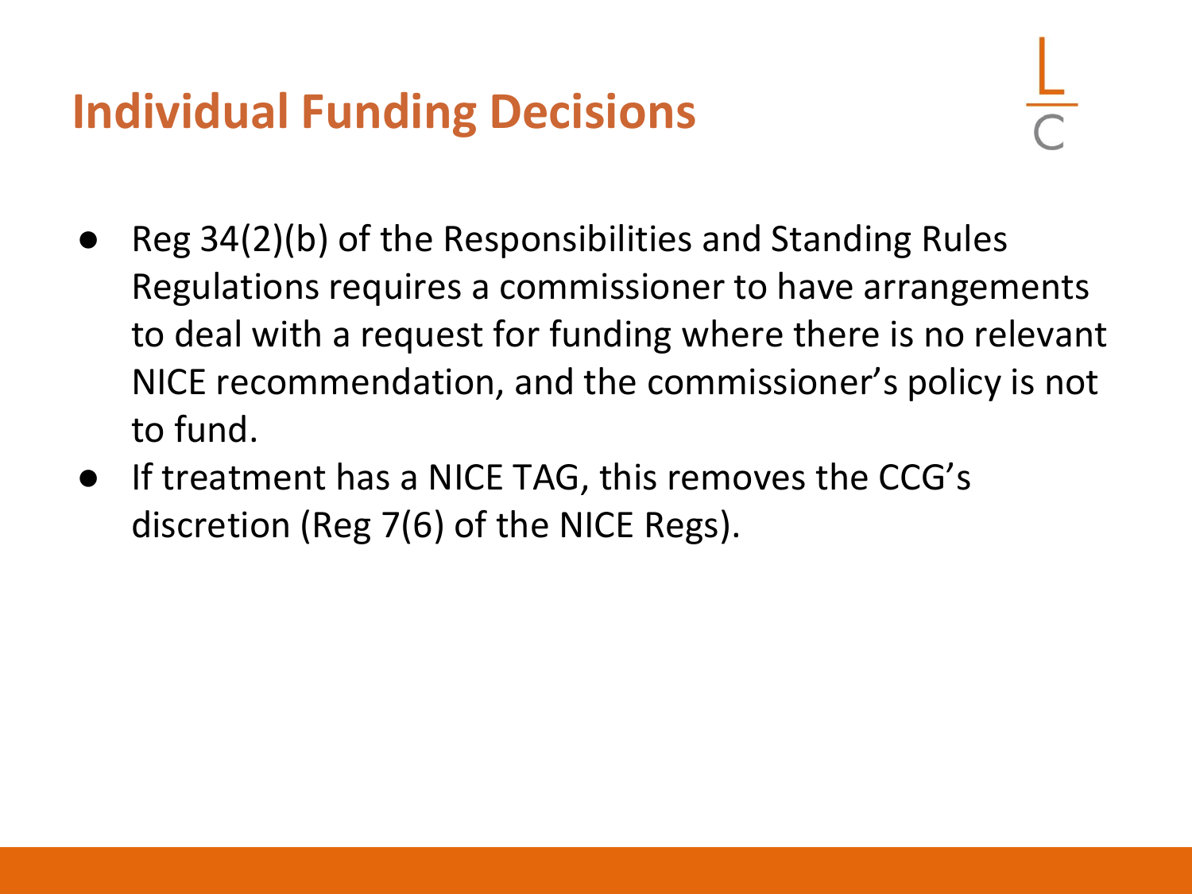# Individual Funding Decisions

- Reg 34(2)(b) of the Responsibilities and Standing Rules Regulations requires a commissioner to have arrangements to deal with a request for funding where there is no relevant NICE recommendation, and the commissioner's policy is not to fund.
- If treatment has a NICE TAG, this removes the CCG's discretion (Reg 7(6) of the NICE Regs).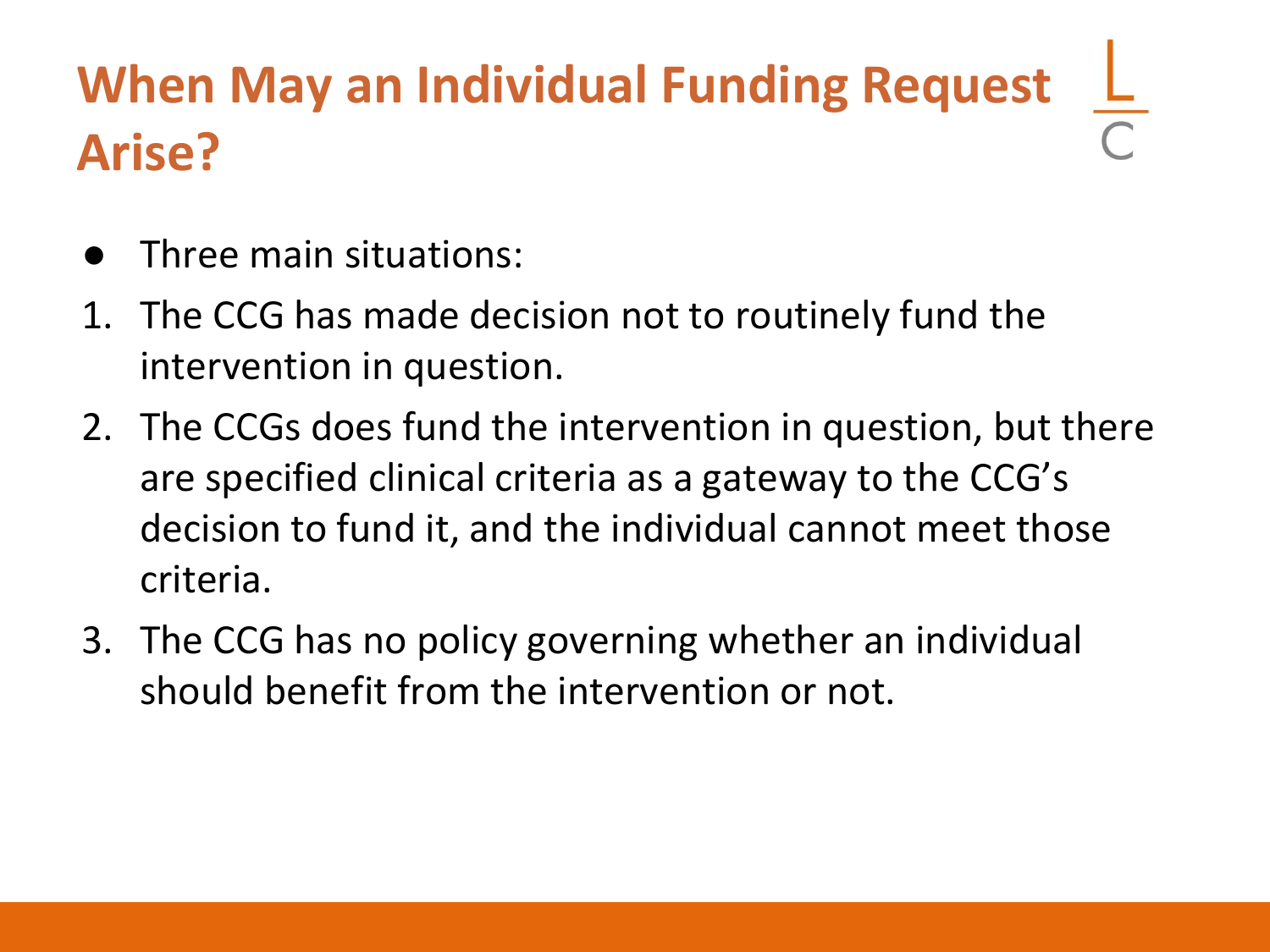# When May an Individual Funding Request Arise?

- Three main situations:

1. The CCG has made decision not to routinely fund the intervention in question.
2. The CCGs does fund the intervention in question, but there are specified clinical criteria as a gateway to the CCG's decision to fund it, and the individual cannot meet those criteria.
3. The CCG has no policy governing whether an individual should benefit from the intervention or not.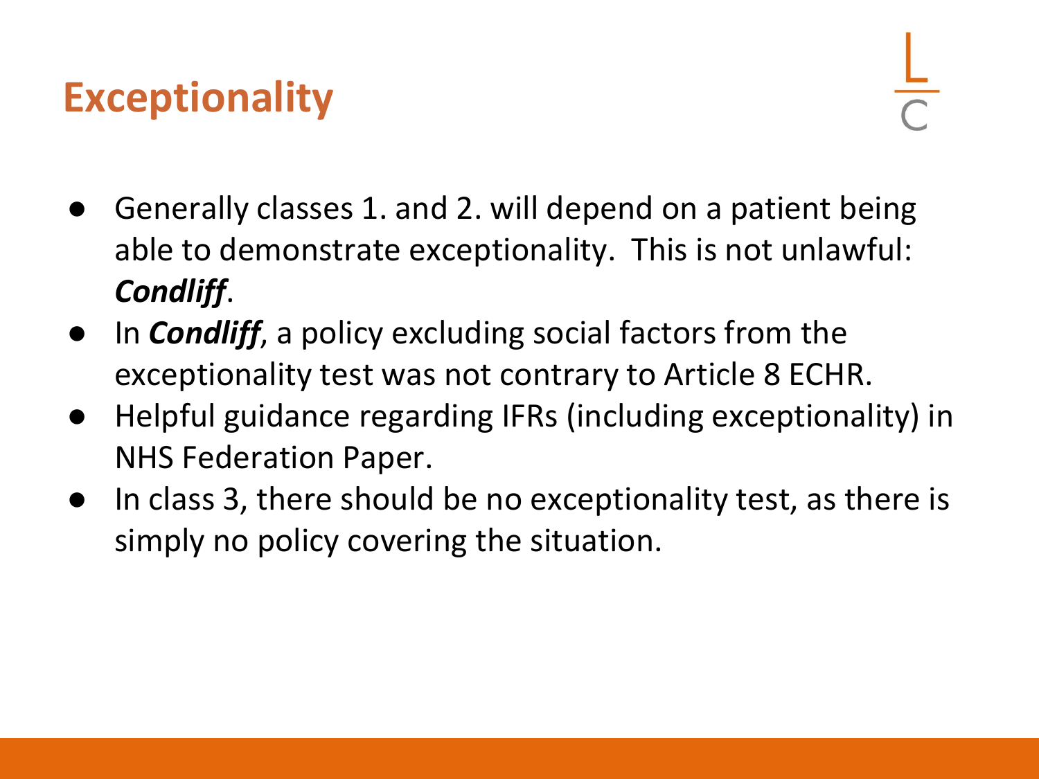# Exceptionality

- Generally classes 1. and 2. will depend on a patient being able to demonstrate exceptionality. This is not unlawful: ***Condliff***.
- In ***Condliff***, a policy excluding social factors from the exceptionality test was not contrary to Article 8 ECHR.
- Helpful guidance regarding IFRs (including exceptionality) in NHS Federation Paper.
- In class 3, there should be no exceptionality test, as there is simply no policy covering the situation.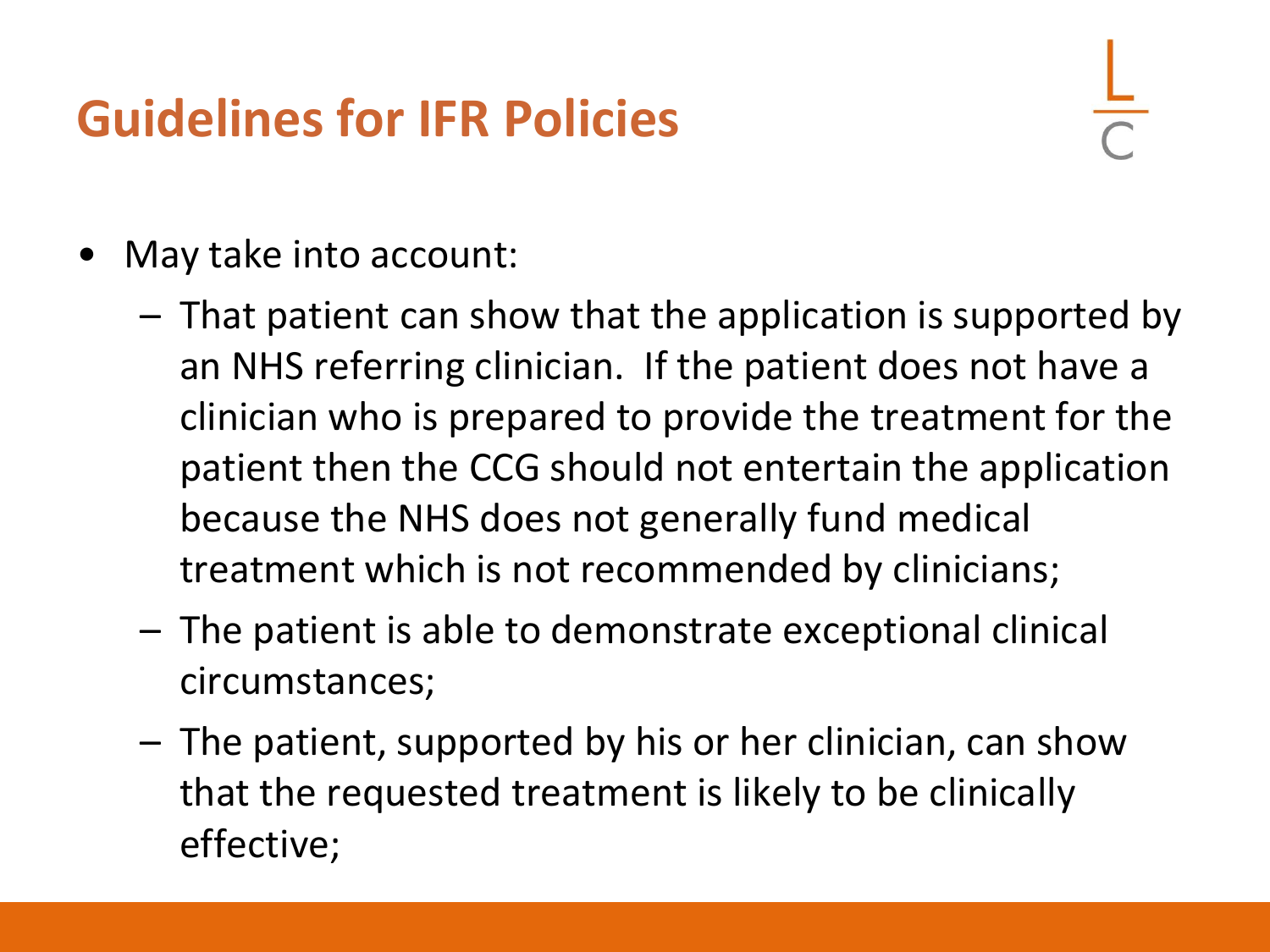# Guidelines for IFR Policies

- May take into account:
  - That patient can show that the application is supported by an NHS referring clinician. If the patient does not have a clinician who is prepared to provide the treatment for the patient then the CCG should not entertain the application because the NHS does not generally fund medical treatment which is not recommended by clinicians;
  - The patient is able to demonstrate exceptional clinical circumstances;
  - The patient, supported by his or her clinician, can show that the requested treatment is likely to be clinically effective;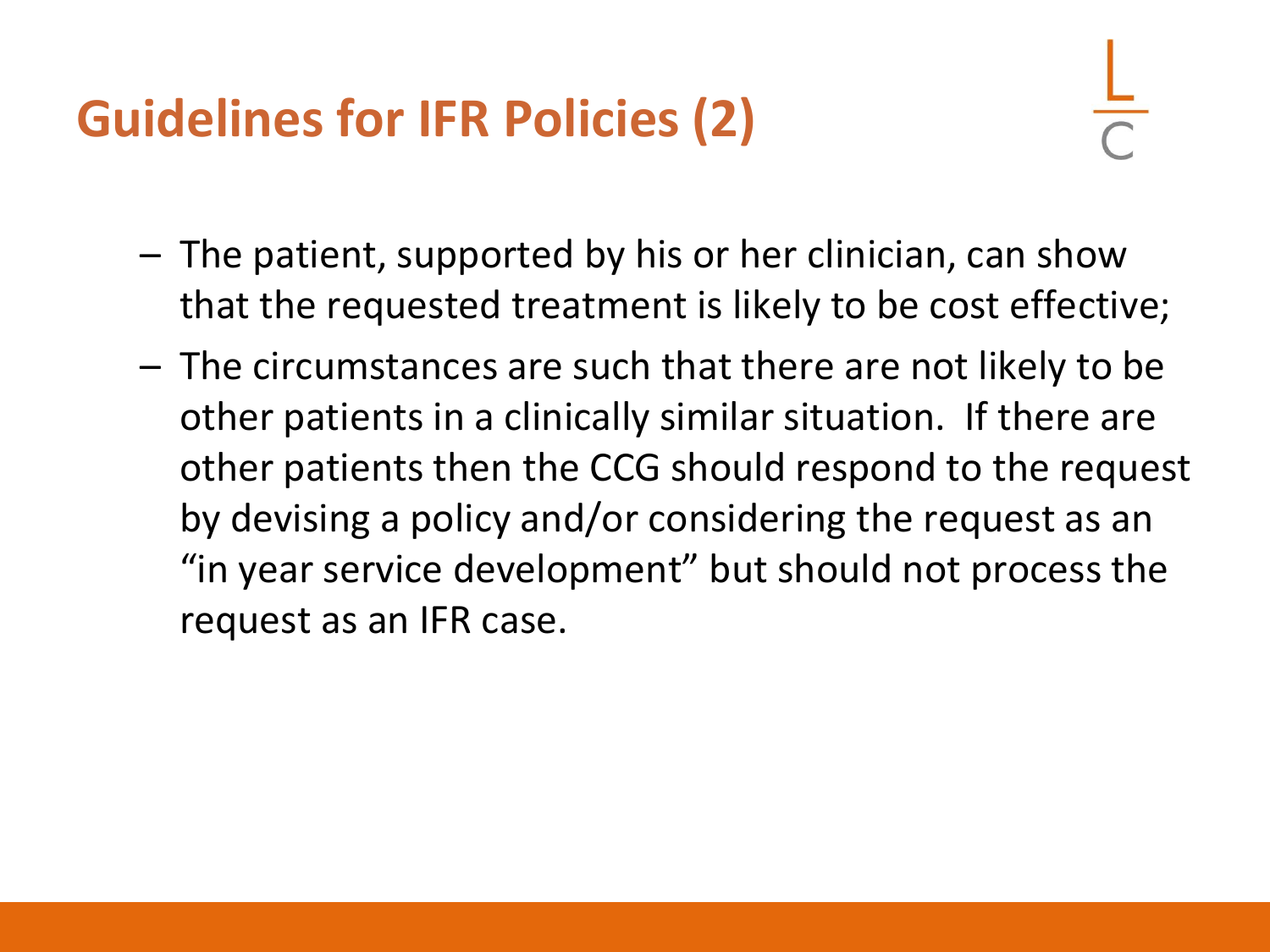# Guidelines for IFR Policies (2)

- The patient, supported by his or her clinician, can show that the requested treatment is likely to be cost effective;
- The circumstances are such that there are not likely to be other patients in a clinically similar situation. If there are other patients then the CCG should respond to the request by devising a policy and/or considering the request as an "in year service development" but should not process the request as an IFR case.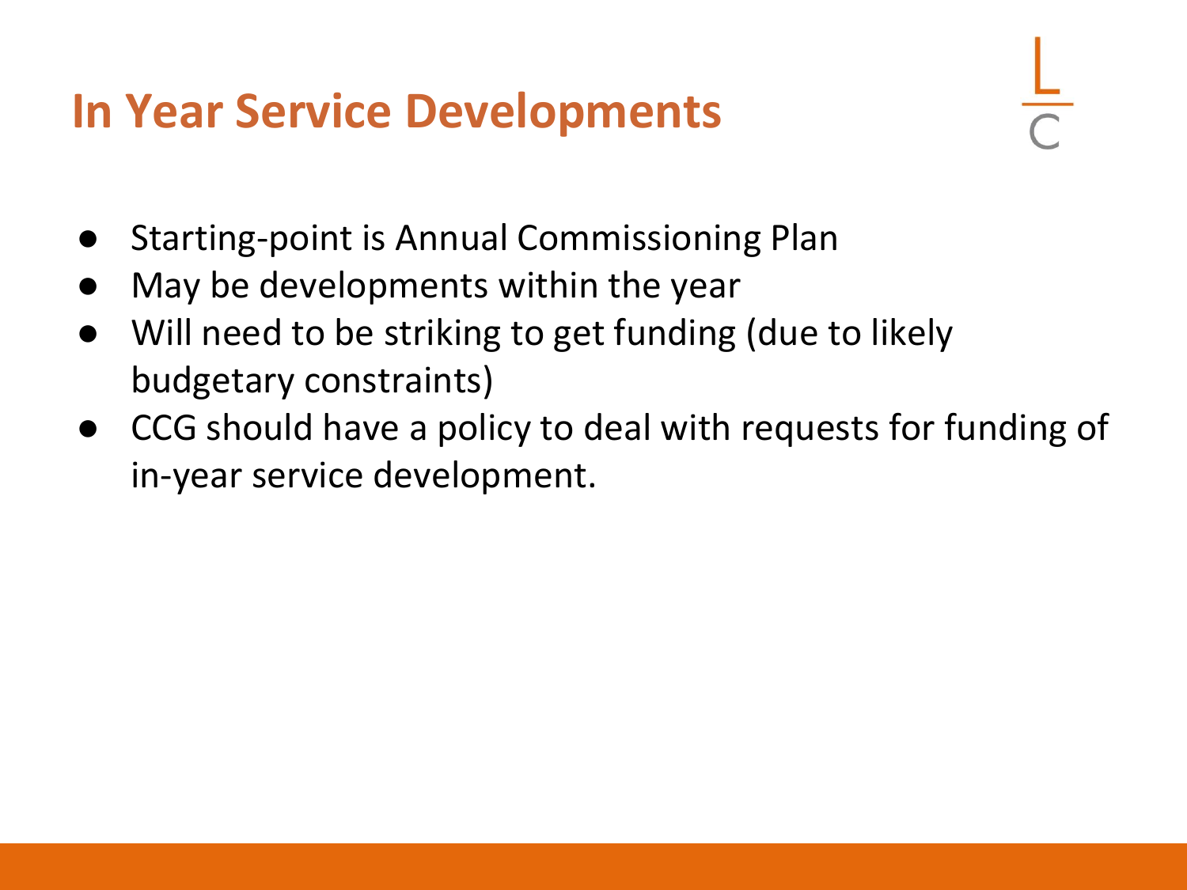# In Year Service Developments

- Starting-point is Annual Commissioning Plan
- May be developments within the year
- Will need to be striking to get funding (due to likely budgetary constraints)
- CCG should have a policy to deal with requests for funding of in-year service development.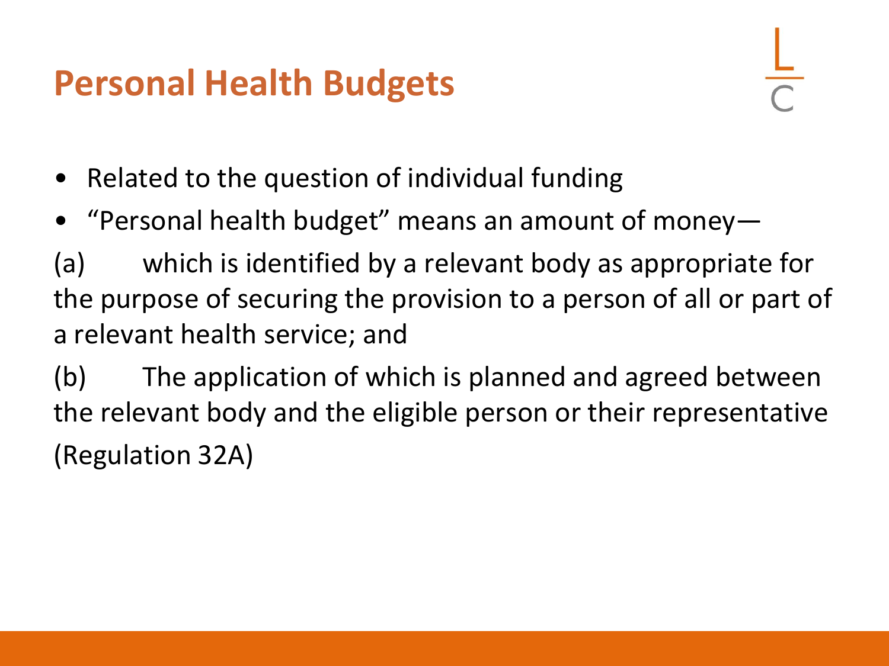# Personal Health Budgets

- Related to the question of individual funding
- "Personal health budget" means an amount of money—

(a) which is identified by a relevant body as appropriate for the purpose of securing the provision to a person of all or part of a relevant health service; and

(b) The application of which is planned and agreed between the relevant body and the eligible person or their representative

(Regulation 32A)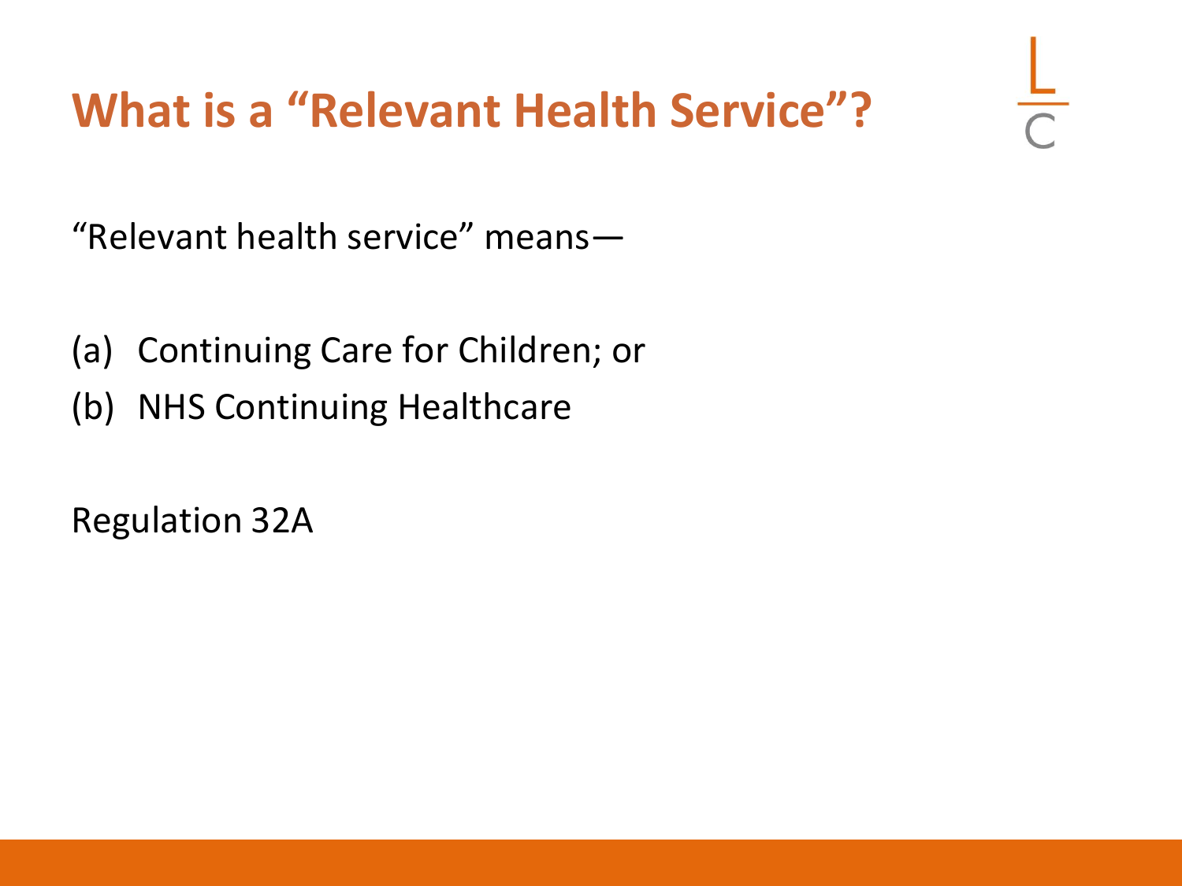# What is a "Relevant Health Service"?

"Relevant health service" means—

(a) Continuing Care for Children; or
(b) NHS Continuing Healthcare

Regulation 32A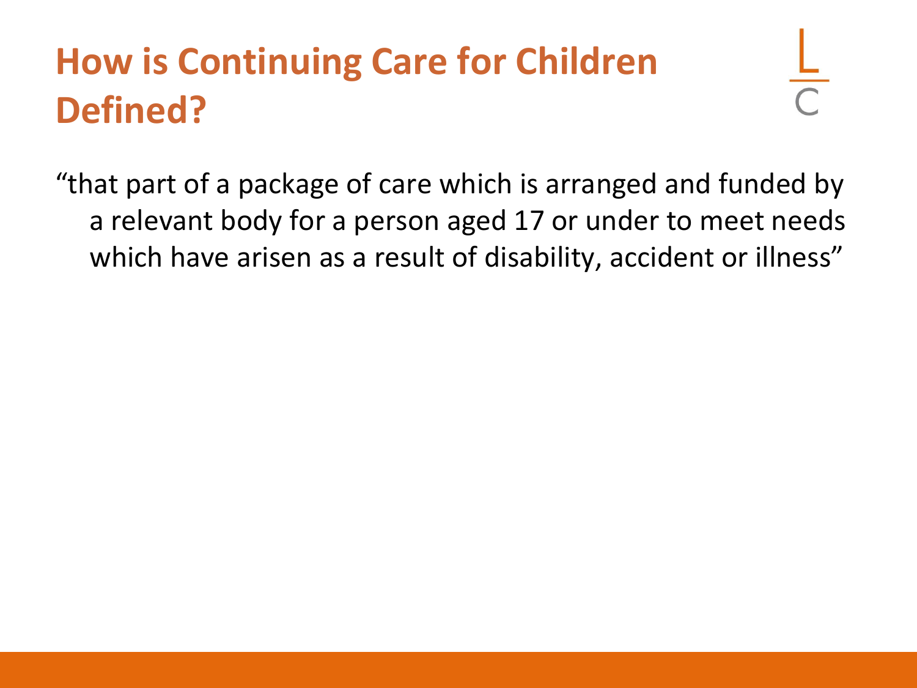# How is Continuing Care for Children Defined?

"that part of a package of care which is arranged and funded by a relevant body for a person aged 17 or under to meet needs which have arisen as a result of disability, accident or illness"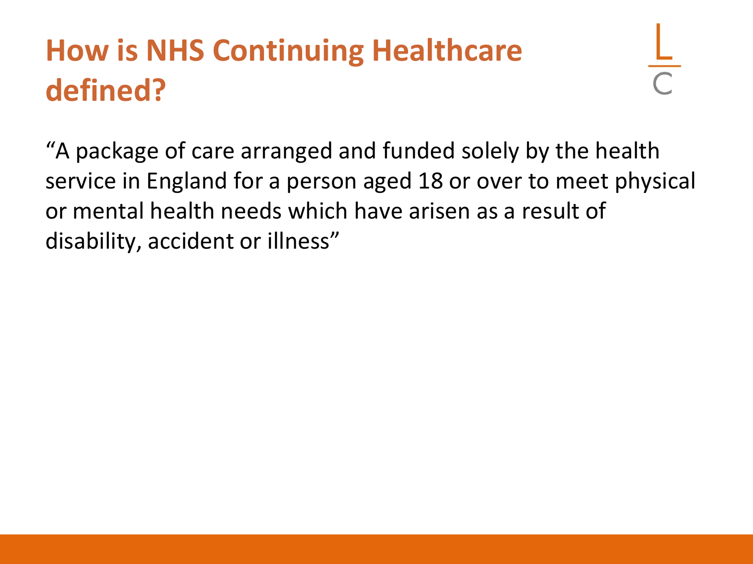# How is NHS Continuing Healthcare defined?

"A package of care arranged and funded solely by the health service in England for a person aged 18 or over to meet physical or mental health needs which have arisen as a result of disability, accident or illness"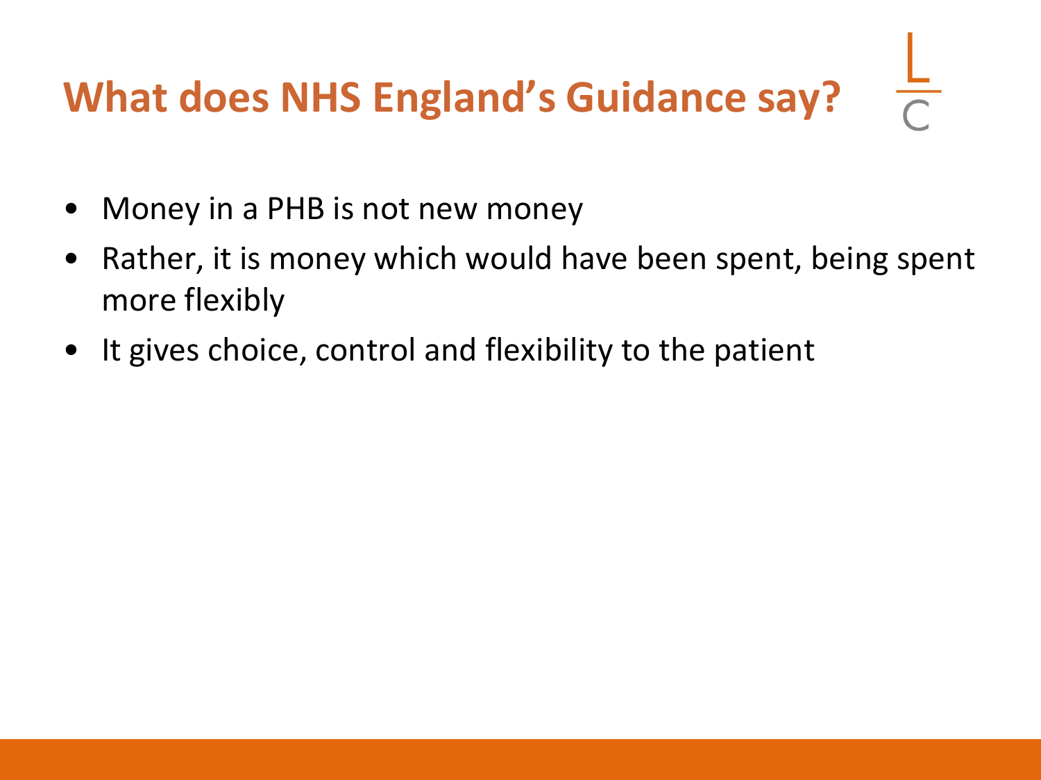# What does NHS England's Guidance say?

- Money in a PHB is not new money
- Rather, it is money which would have been spent, being spent more flexibly
- It gives choice, control and flexibility to the patient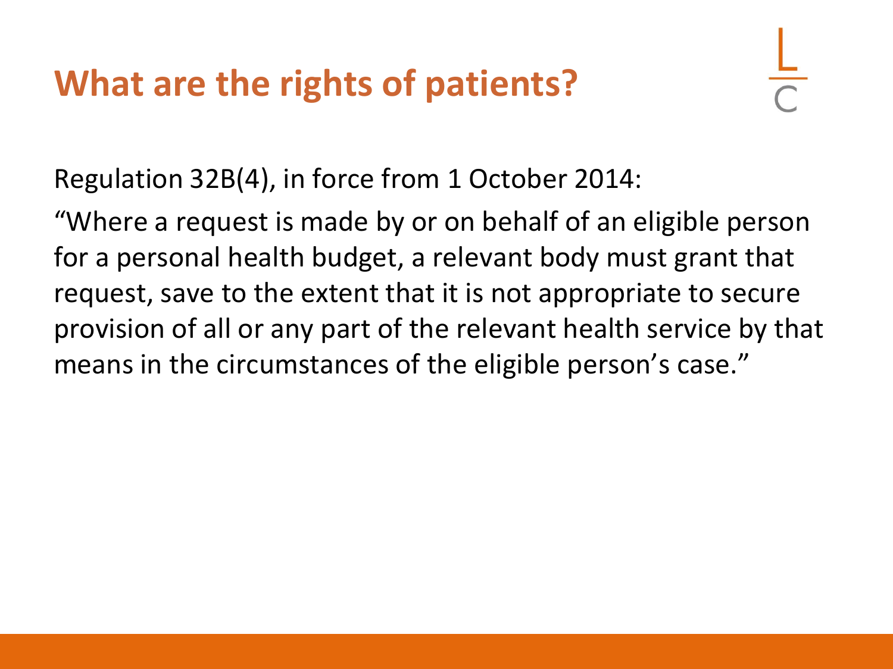# What are the rights of patients?

Regulation 32B(4), in force from 1 October 2014:

"Where a request is made by or on behalf of an eligible person for a personal health budget, a relevant body must grant that request, save to the extent that it is not appropriate to secure provision of all or any part of the relevant health service by that means in the circumstances of the eligible person's case."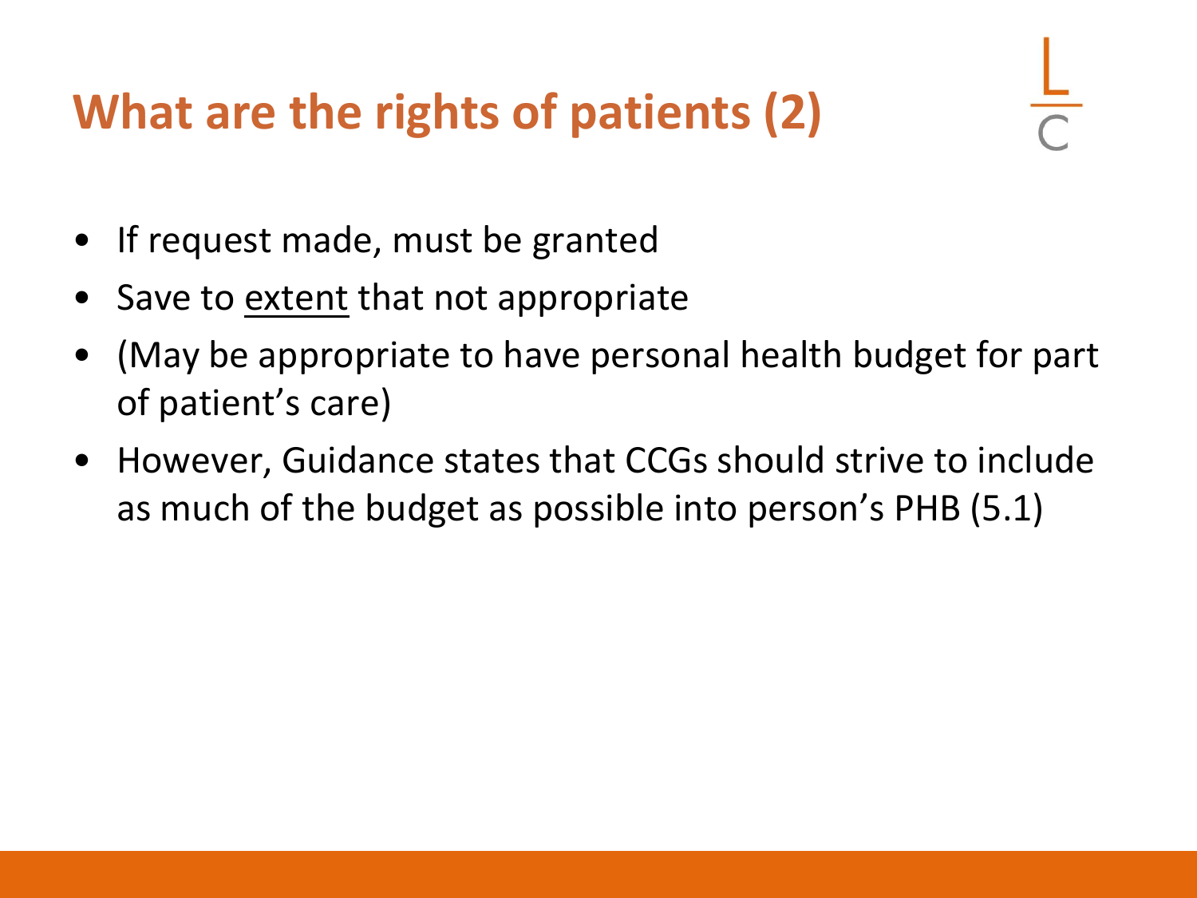# What are the rights of patients (2)

- If request made, must be granted
- Save to <u>extent</u> that not appropriate
- (May be appropriate to have personal health budget for part of patient's care)
- However, Guidance states that CCGs should strive to include as much of the budget as possible into person's PHB (5.1)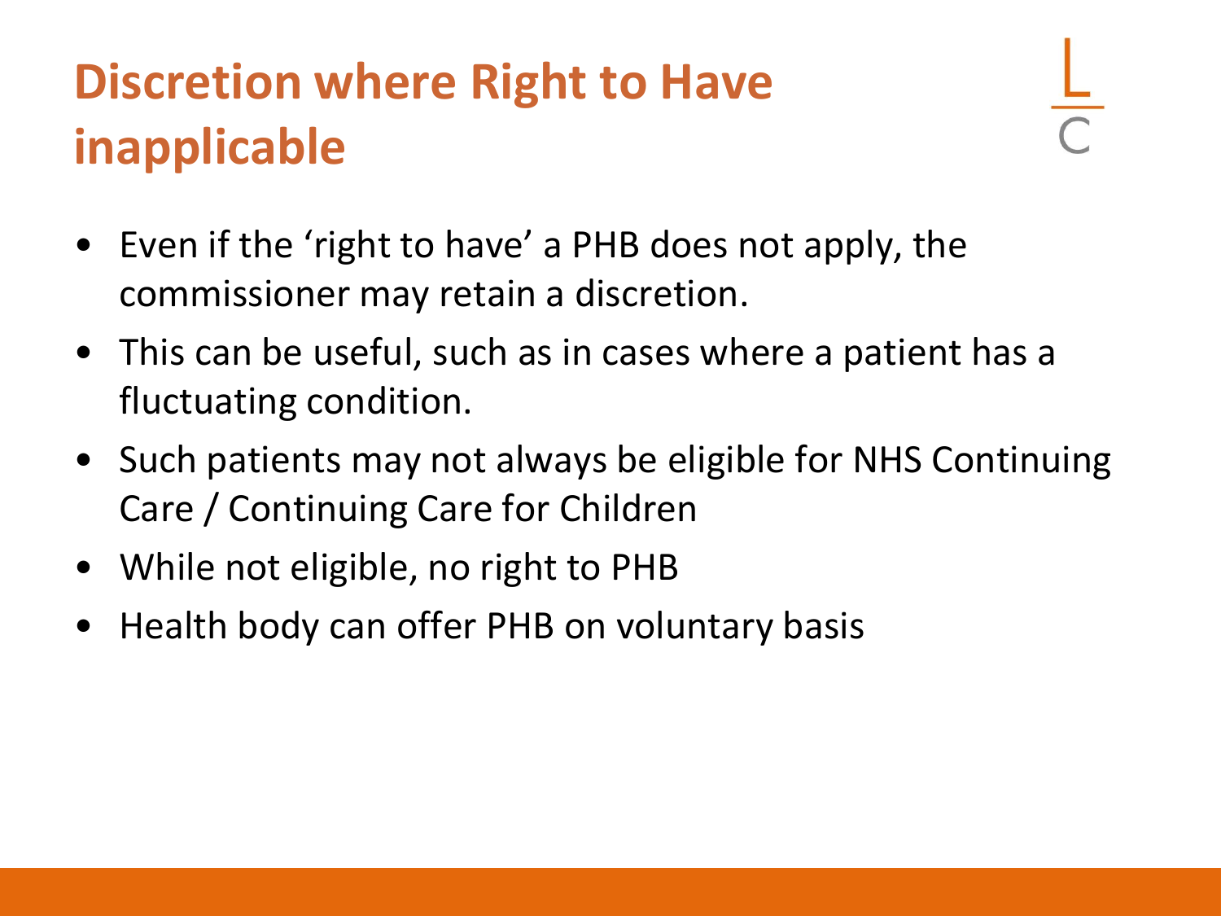# Discretion where Right to Have inapplicable

- Even if the 'right to have' a PHB does not apply, the commissioner may retain a discretion.
- This can be useful, such as in cases where a patient has a fluctuating condition.
- Such patients may not always be eligible for NHS Continuing Care / Continuing Care for Children
- While not eligible, no right to PHB
- Health body can offer PHB on voluntary basis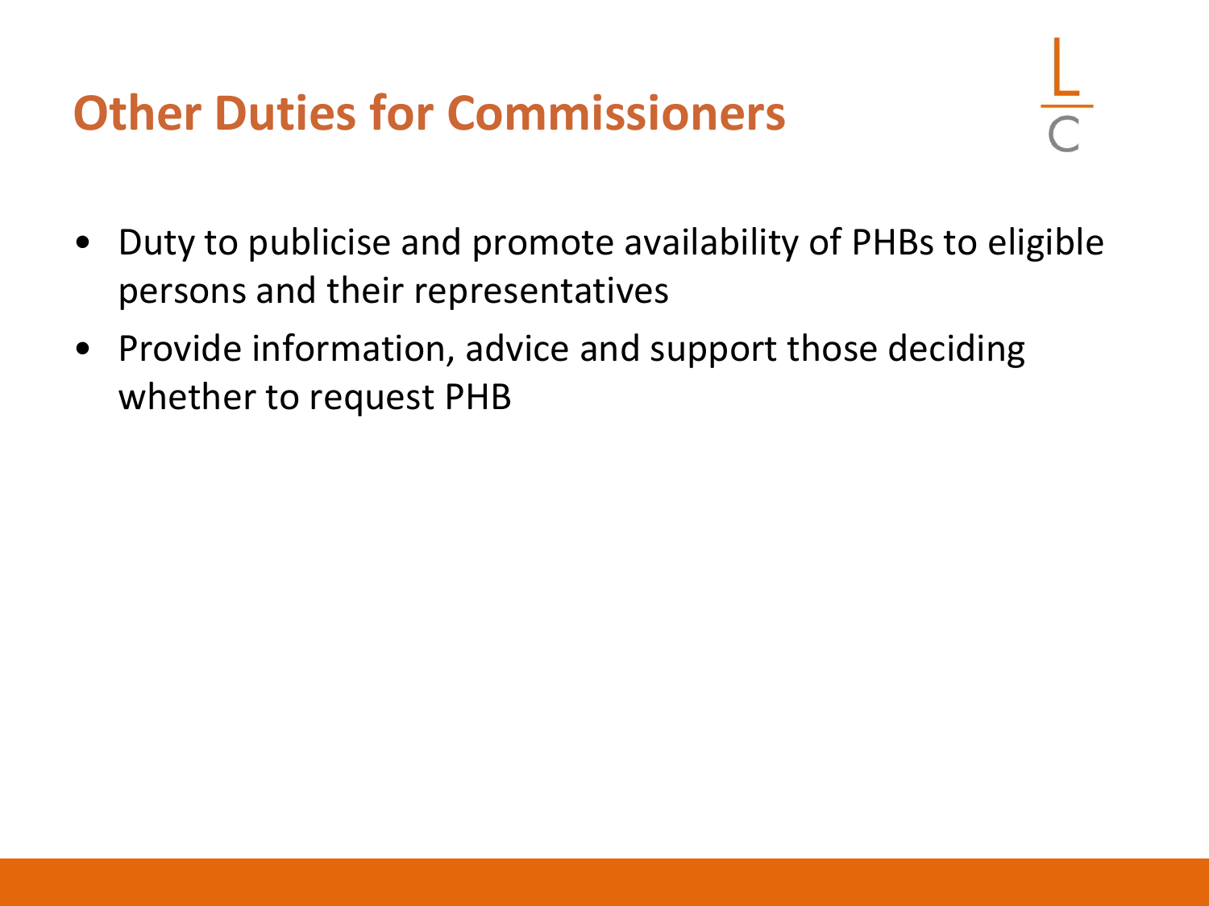# Other Duties for Commissioners

- Duty to publicise and promote availability of PHBs to eligible persons and their representatives
- Provide information, advice and support those deciding whether to request PHB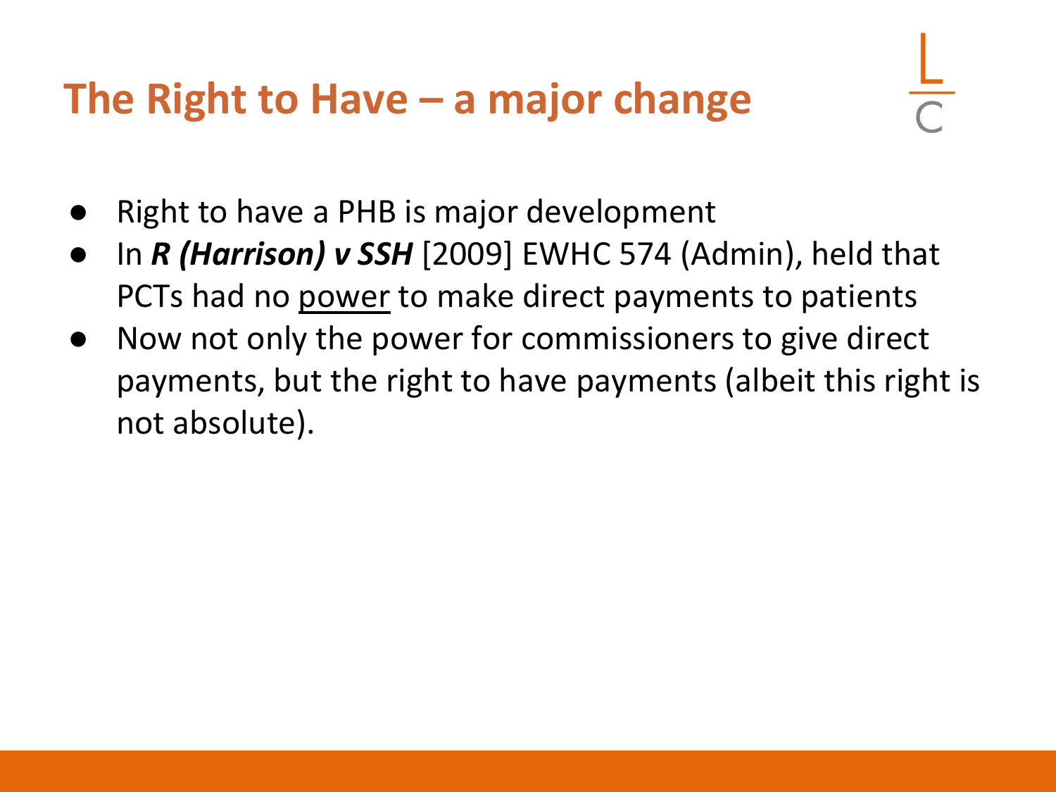# The Right to Have – a major change

- Right to have a PHB is major development
- In ***R (Harrison) v SSH*** [2009] EWHC 574 (Admin), held that PCTs had no <u>power</u> to make direct payments to patients
- Now not only the power for commissioners to give direct payments, but the right to have payments (albeit this right is not absolute).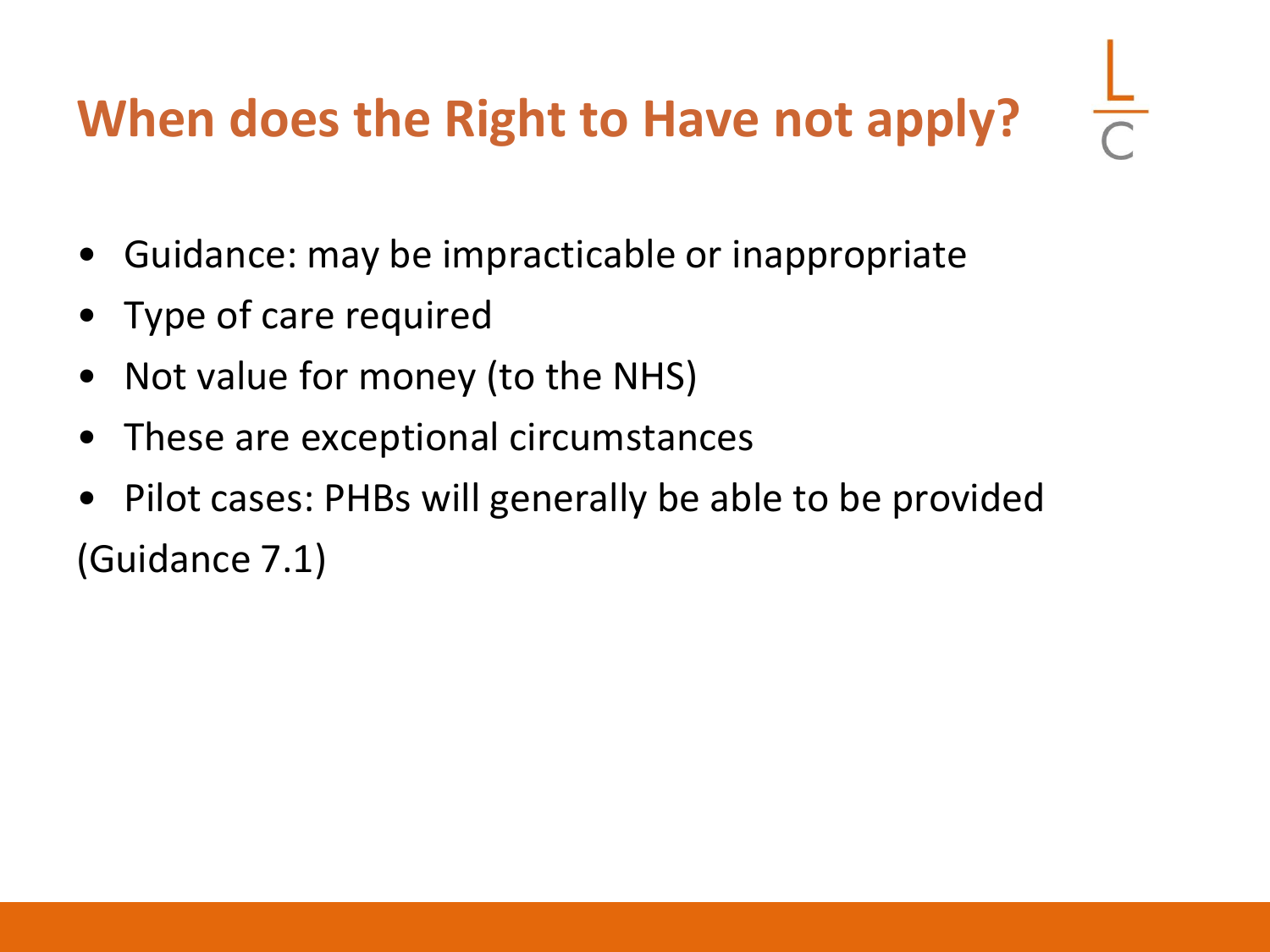# When does the Right to Have not apply?

- Guidance: may be impracticable or inappropriate
- Type of care required
- Not value for money (to the NHS)
- These are exceptional circumstances
- Pilot cases: PHBs will generally be able to be provided

(Guidance 7.1)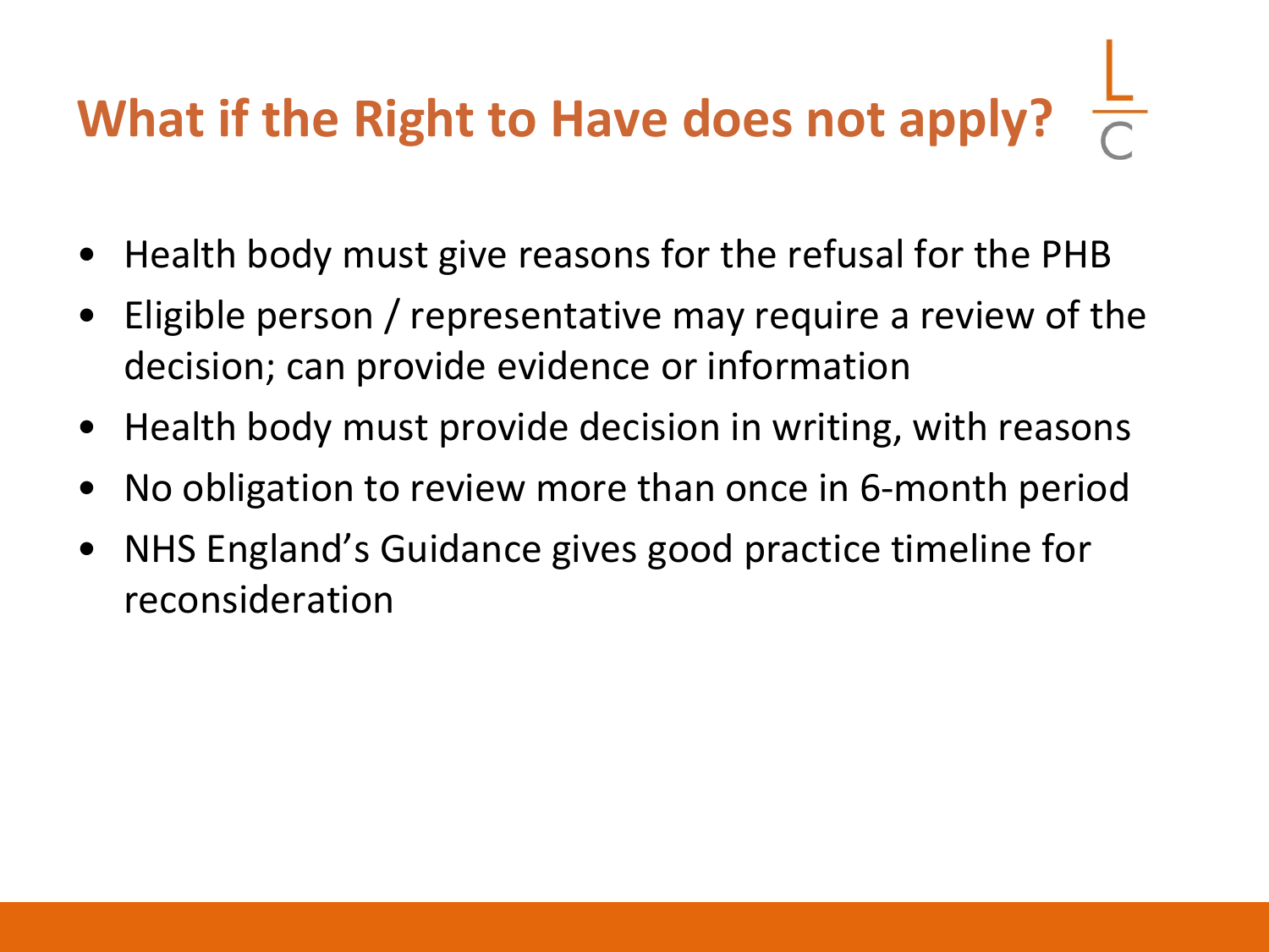# What if the Right to Have does not apply?

- Health body must give reasons for the refusal for the PHB
- Eligible person / representative may require a review of the decision; can provide evidence or information
- Health body must provide decision in writing, with reasons
- No obligation to review more than once in 6-month period
- NHS England's Guidance gives good practice timeline for reconsideration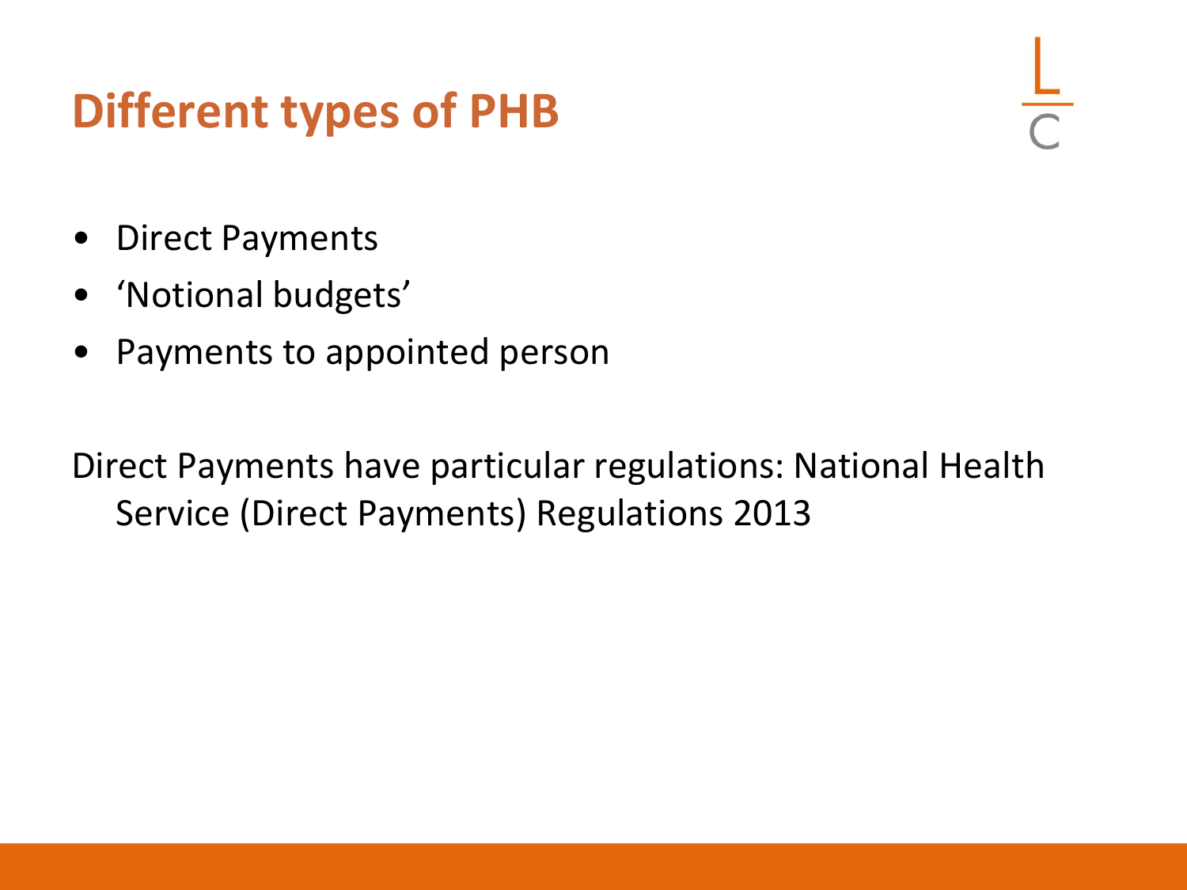# Different types of PHB

- Direct Payments
- 'Notional budgets'
- Payments to appointed person

Direct Payments have particular regulations: National Health Service (Direct Payments) Regulations 2013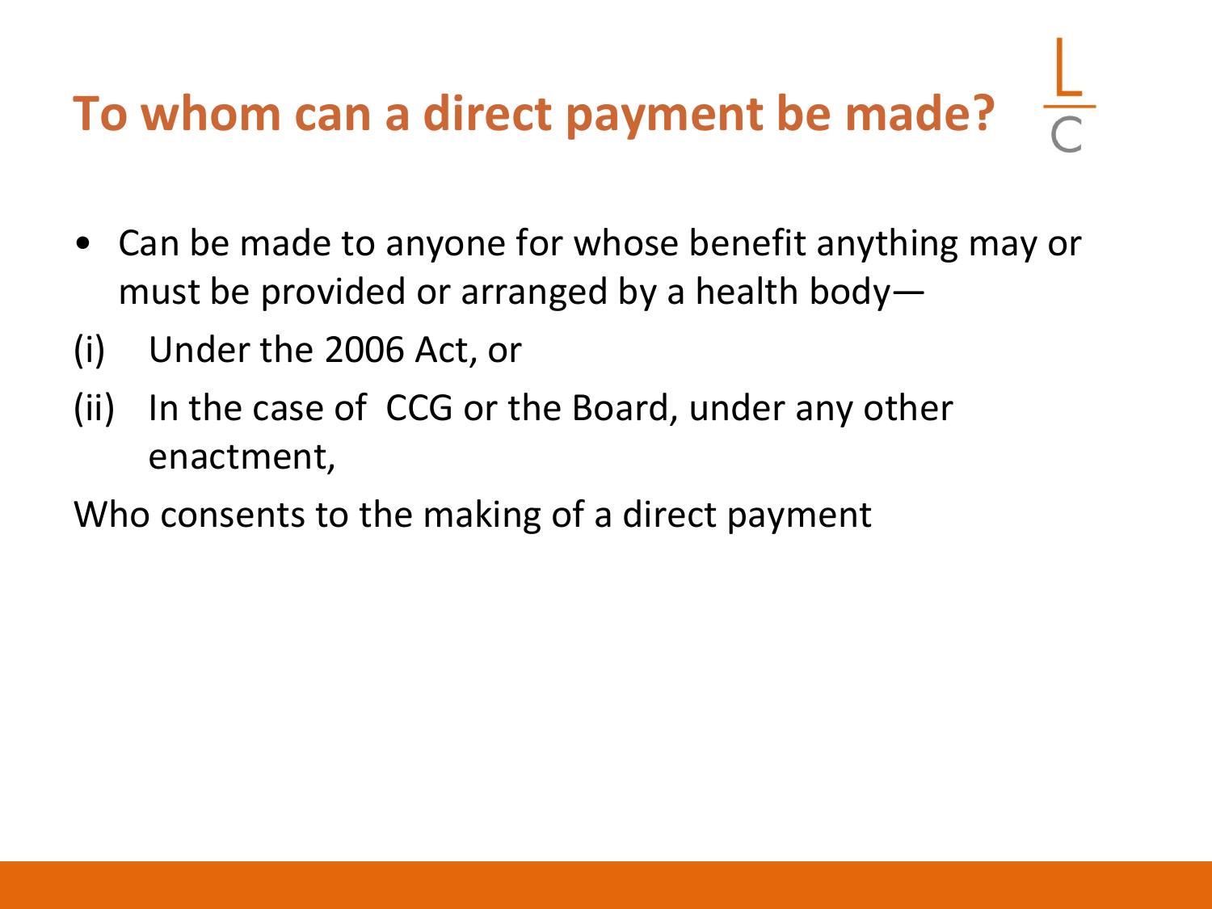# To whom can a direct payment be made?

- Can be made to anyone for whose benefit anything may or must be provided or arranged by a health body—

(i) Under the 2006 Act, or

(ii) In the case of CCG or the Board, under any other enactment,

Who consents to the making of a direct payment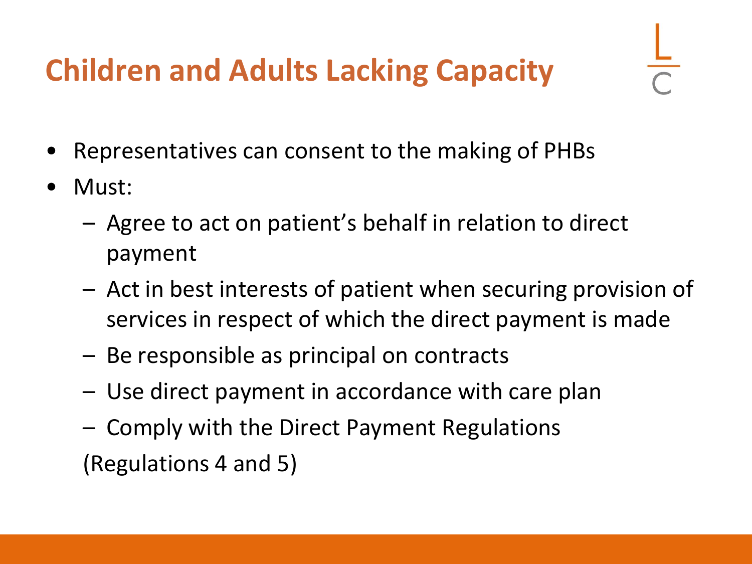# Children and Adults Lacking Capacity

- Representatives can consent to the making of PHBs
- Must:
  - Agree to act on patient's behalf in relation to direct payment
  - Act in best interests of patient when securing provision of services in respect of which the direct payment is made
  - Be responsible as principal on contracts
  - Use direct payment in accordance with care plan
  - Comply with the Direct Payment Regulations

  (Regulations 4 and 5)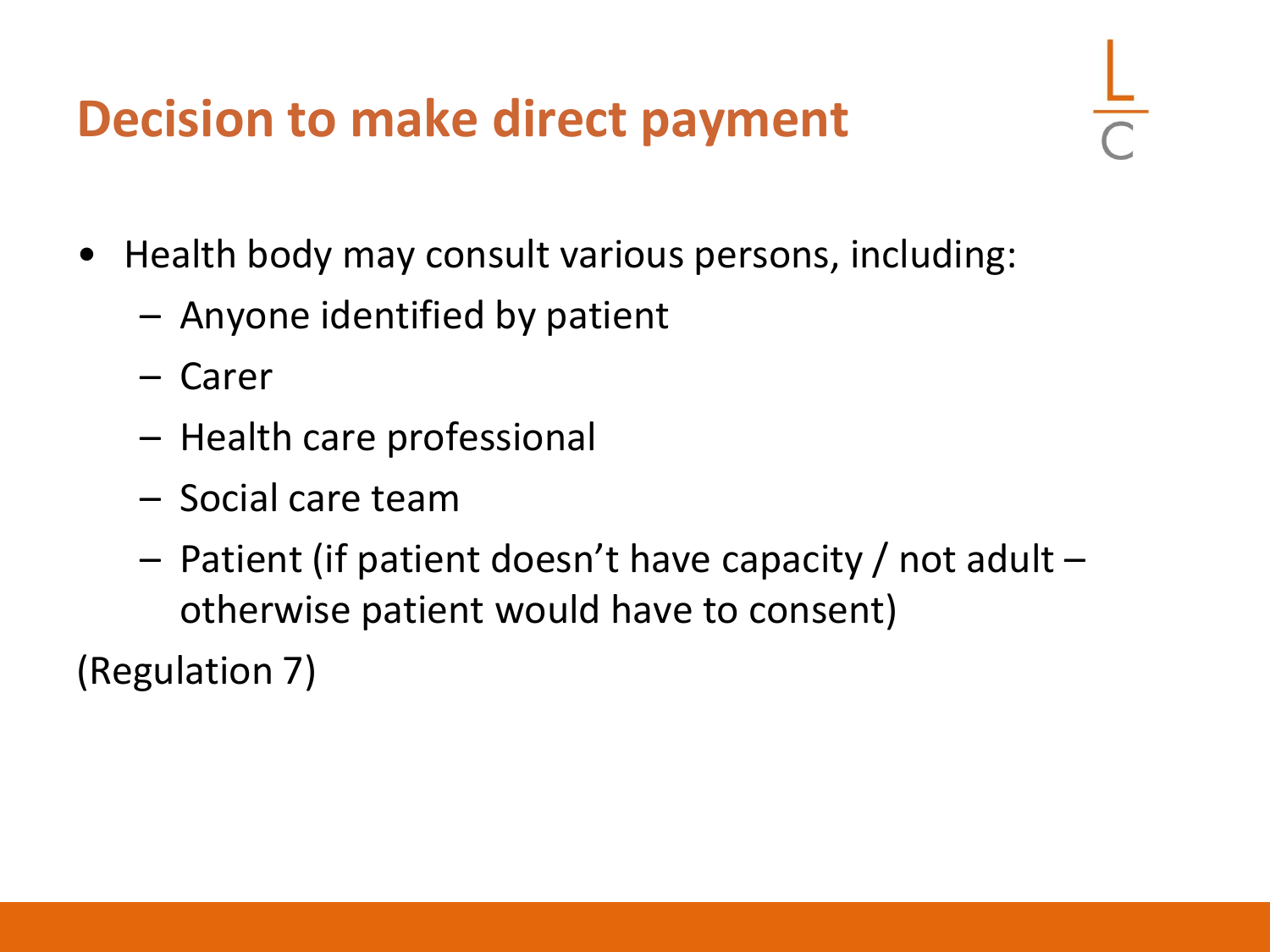# Decision to make direct payment

- Health body may consult various persons, including:
  - Anyone identified by patient
  - Carer
  - Health care professional
  - Social care team
  - Patient (if patient doesn't have capacity / not adult – otherwise patient would have to consent)

(Regulation 7)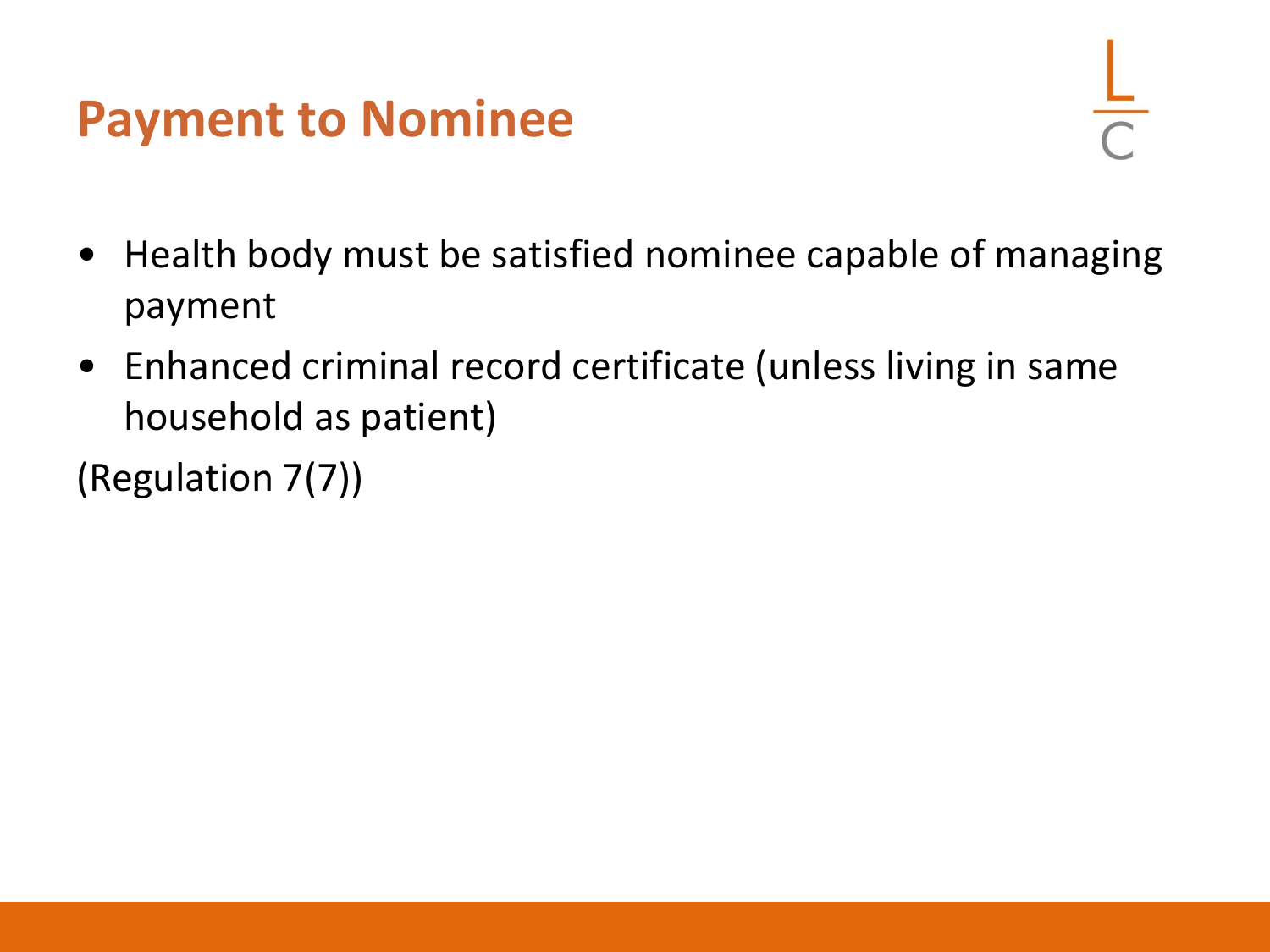# Payment to Nominee

- Health body must be satisfied nominee capable of managing payment
- Enhanced criminal record certificate (unless living in same household as patient)

(Regulation 7(7))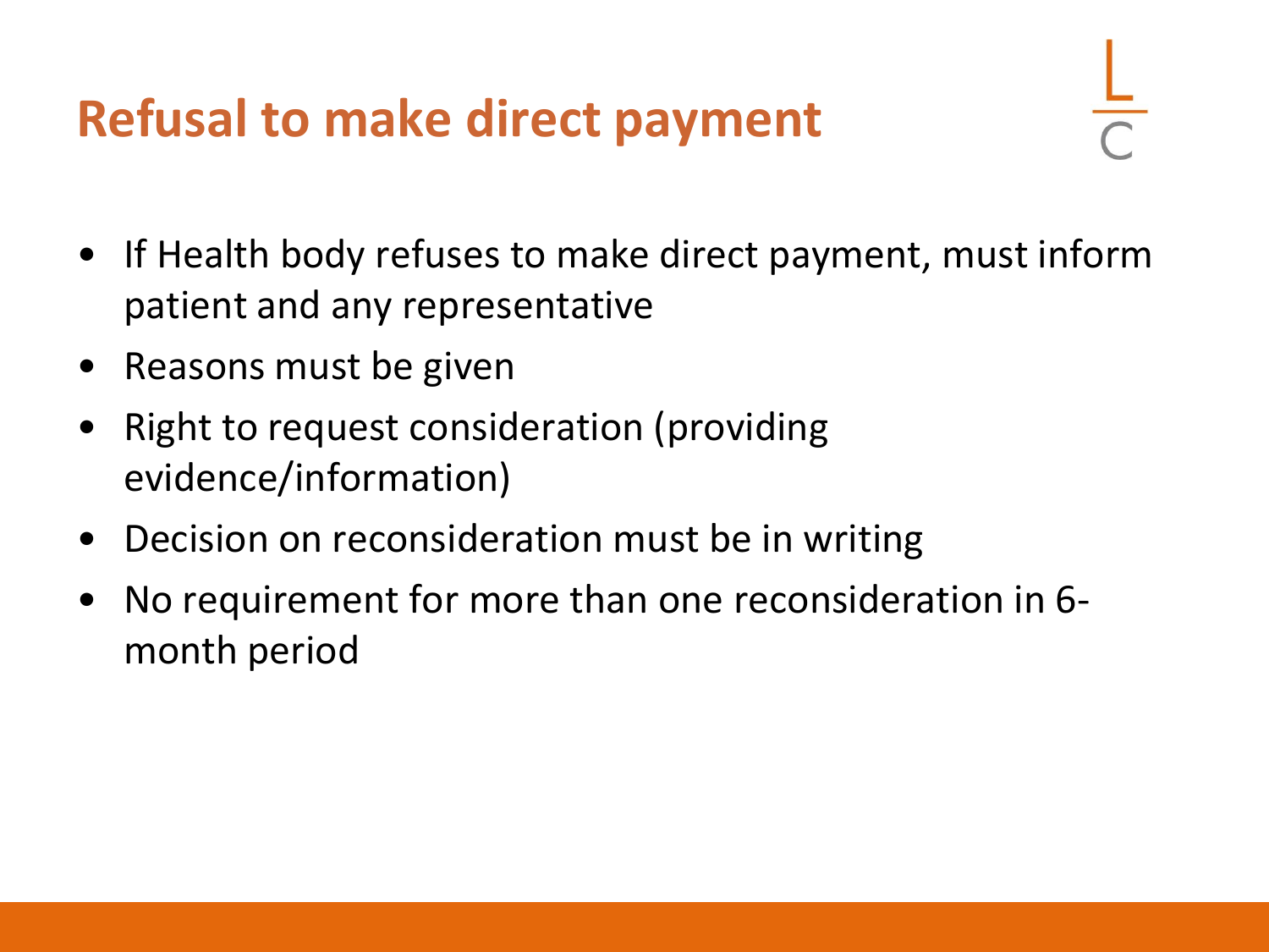# Refusal to make direct payment

- If Health body refuses to make direct payment, must inform patient and any representative
- Reasons must be given
- Right to request consideration (providing evidence/information)
- Decision on reconsideration must be in writing
- No requirement for more than one reconsideration in 6-month period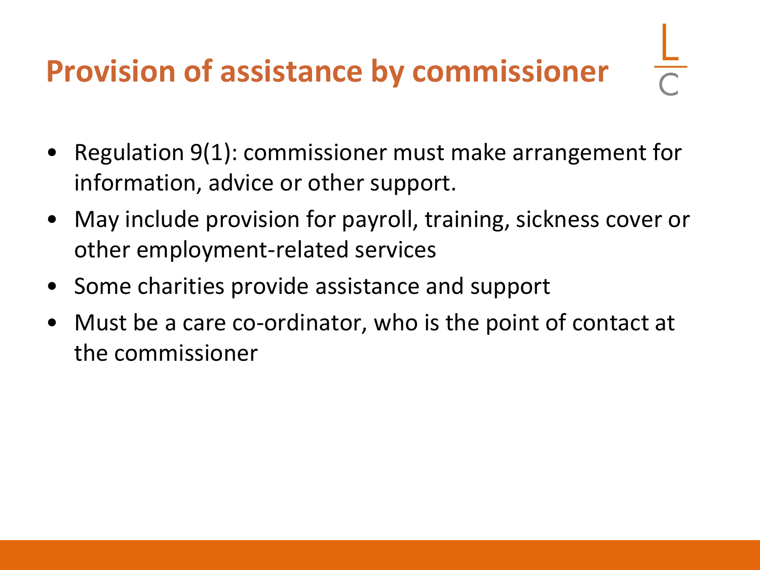# Provision of assistance by commissioner

- Regulation 9(1): commissioner must make arrangement for information, advice or other support.
- May include provision for payroll, training, sickness cover or other employment-related services
- Some charities provide assistance and support
- Must be a care co-ordinator, who is the point of contact at the commissioner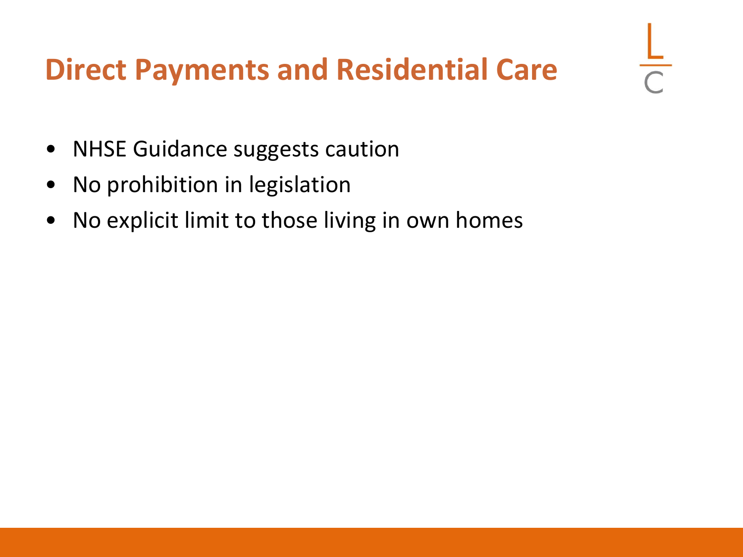# Direct Payments and Residential Care

- NHSE Guidance suggests caution
- No prohibition in legislation
- No explicit limit to those living in own homes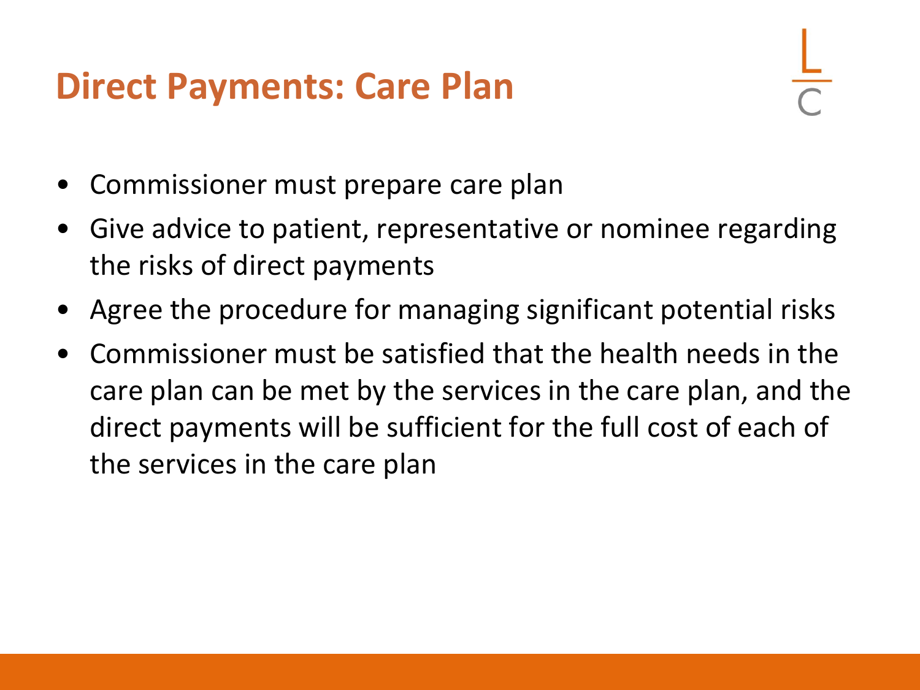# Direct Payments: Care Plan

- Commissioner must prepare care plan
- Give advice to patient, representative or nominee regarding the risks of direct payments
- Agree the procedure for managing significant potential risks
- Commissioner must be satisfied that the health needs in the care plan can be met by the services in the care plan, and the direct payments will be sufficient for the full cost of each of the services in the care plan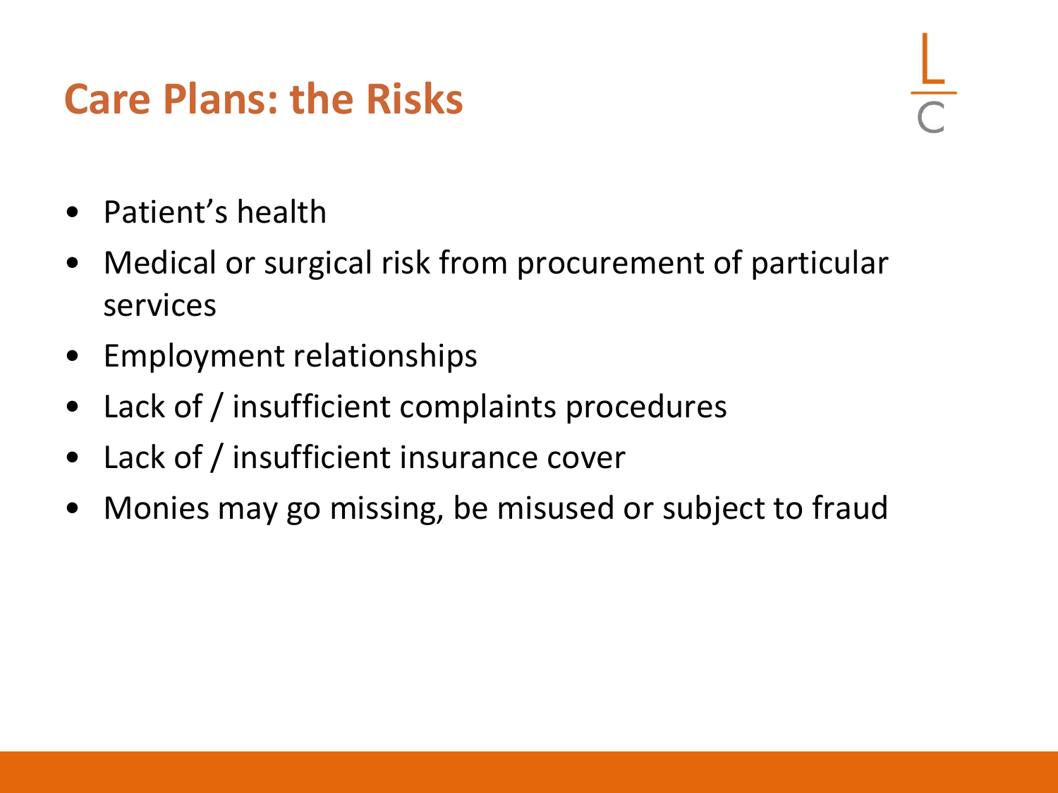# Care Plans: the Risks

- Patient's health
- Medical or surgical risk from procurement of particular services
- Employment relationships
- Lack of / insufficient complaints procedures
- Lack of / insufficient insurance cover
- Monies may go missing, be misused or subject to fraud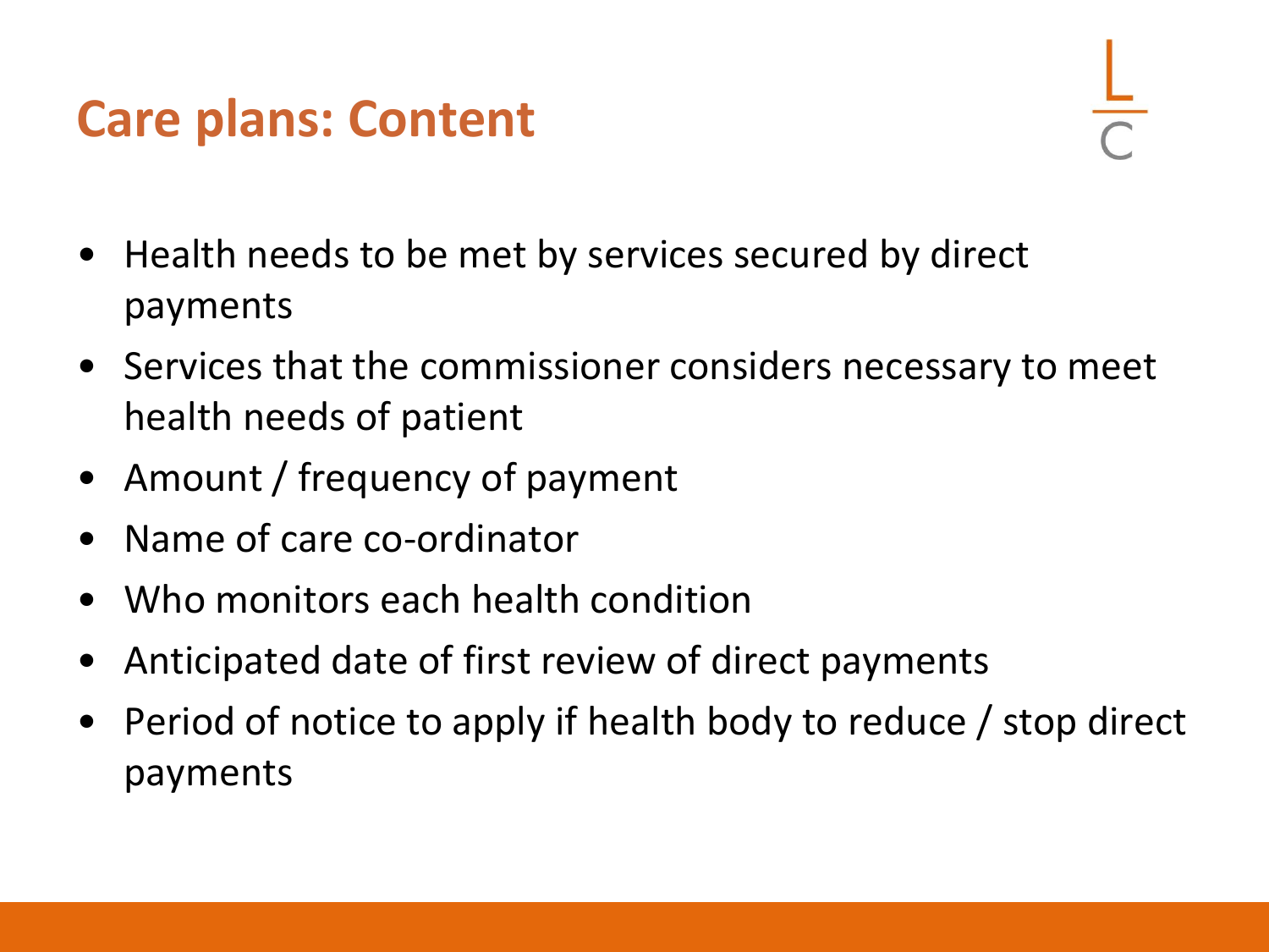# Care plans: Content

- Health needs to be met by services secured by direct payments
- Services that the commissioner considers necessary to meet health needs of patient
- Amount / frequency of payment
- Name of care co-ordinator
- Who monitors each health condition
- Anticipated date of first review of direct payments
- Period of notice to apply if health body to reduce / stop direct payments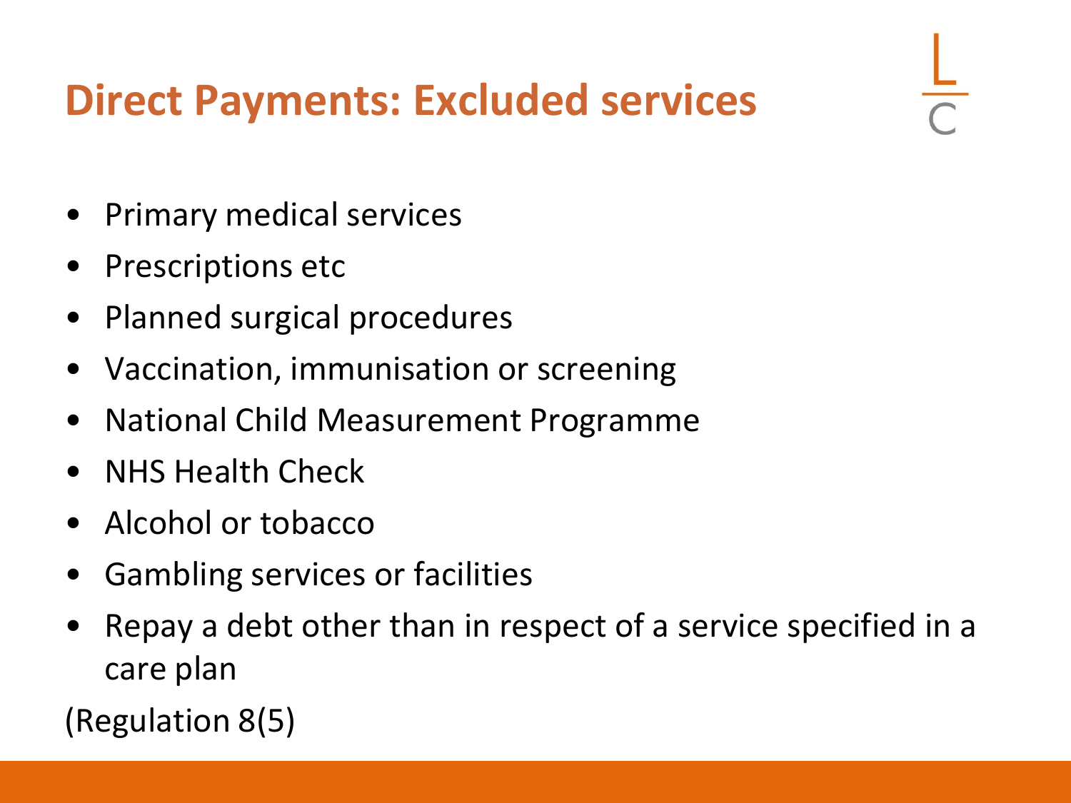# Direct Payments: Excluded services

- Primary medical services
- Prescriptions etc
- Planned surgical procedures
- Vaccination, immunisation or screening
- National Child Measurement Programme
- NHS Health Check
- Alcohol or tobacco
- Gambling services or facilities
- Repay a debt other than in respect of a service specified in a care plan

(Regulation 8(5)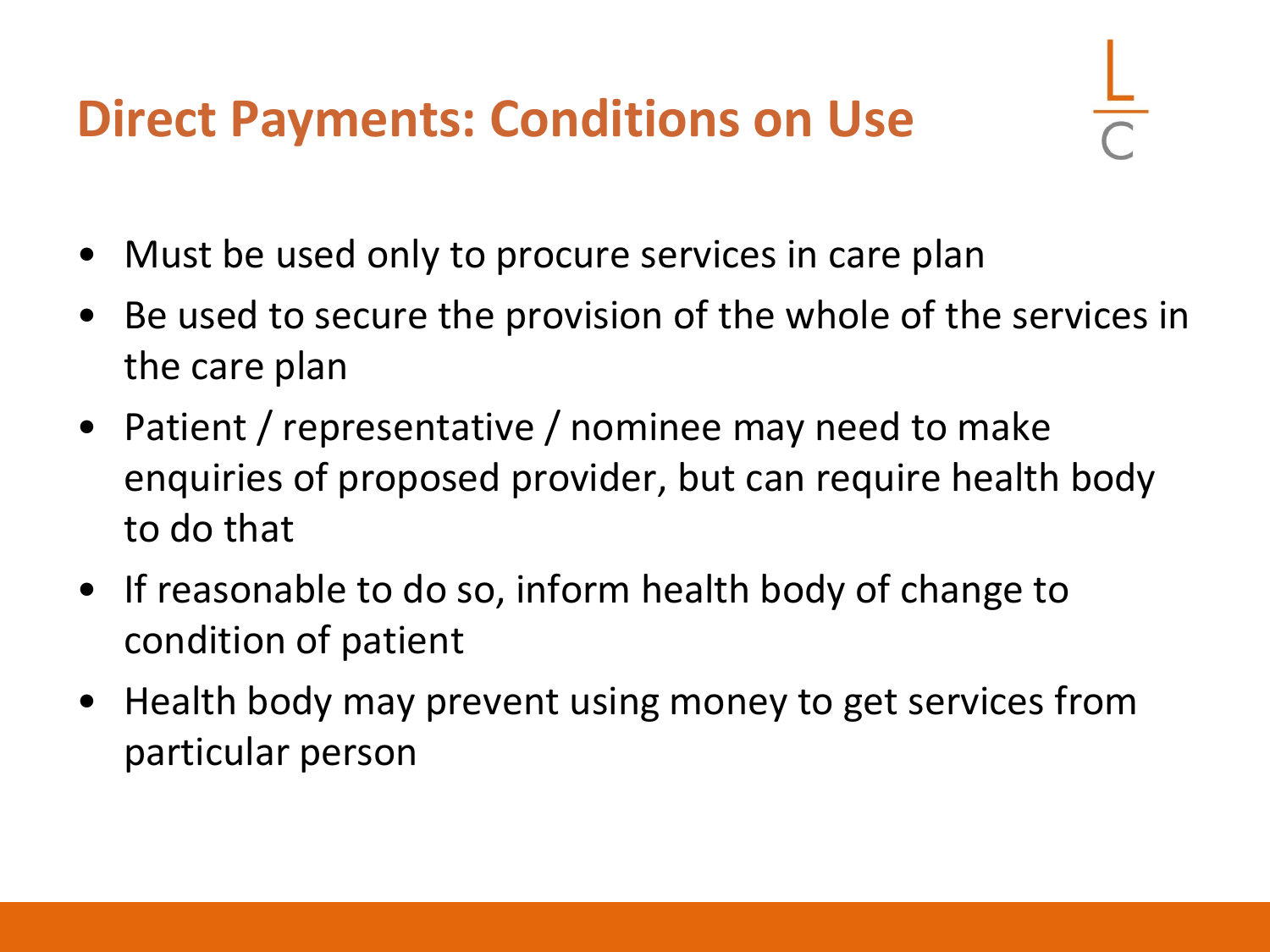# Direct Payments: Conditions on Use

- Must be used only to procure services in care plan
- Be used to secure the provision of the whole of the services in the care plan
- Patient / representative / nominee may need to make enquiries of proposed provider, but can require health body to do that
- If reasonable to do so, inform health body of change to condition of patient
- Health body may prevent using money to get services from particular person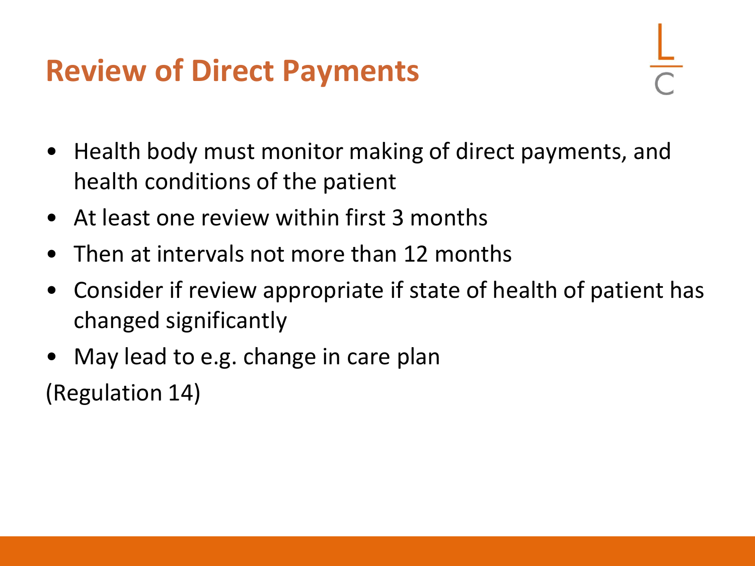# Review of Direct Payments

- Health body must monitor making of direct payments, and health conditions of the patient
- At least one review within first 3 months
- Then at intervals not more than 12 months
- Consider if review appropriate if state of health of patient has changed significantly
- May lead to e.g. change in care plan

(Regulation 14)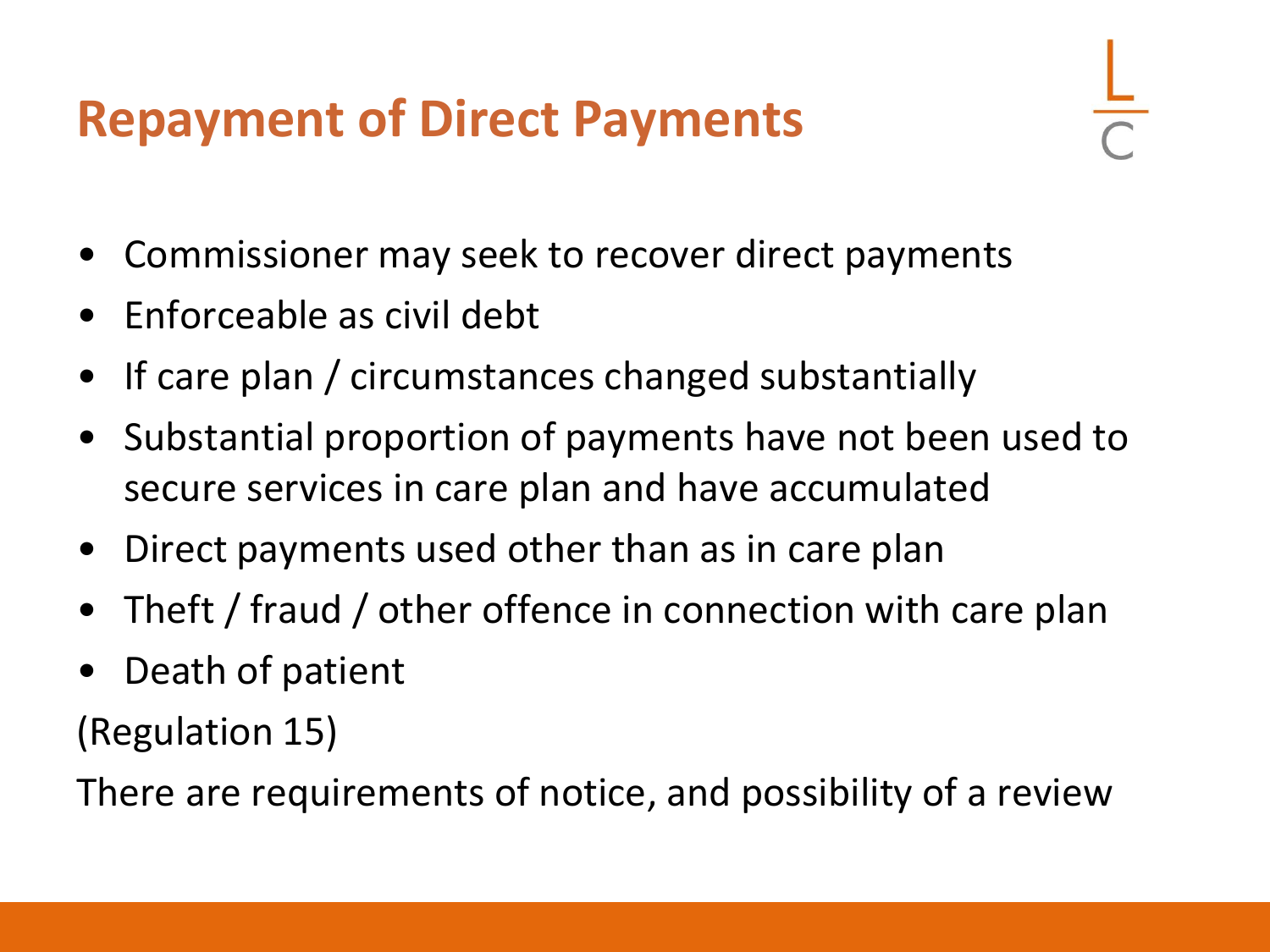# Repayment of Direct Payments

- Commissioner may seek to recover direct payments
- Enforceable as civil debt
- If care plan / circumstances changed substantially
- Substantial proportion of payments have not been used to secure services in care plan and have accumulated
- Direct payments used other than as in care plan
- Theft / fraud / other offence in connection with care plan
- Death of patient

(Regulation 15)

There are requirements of notice, and possibility of a review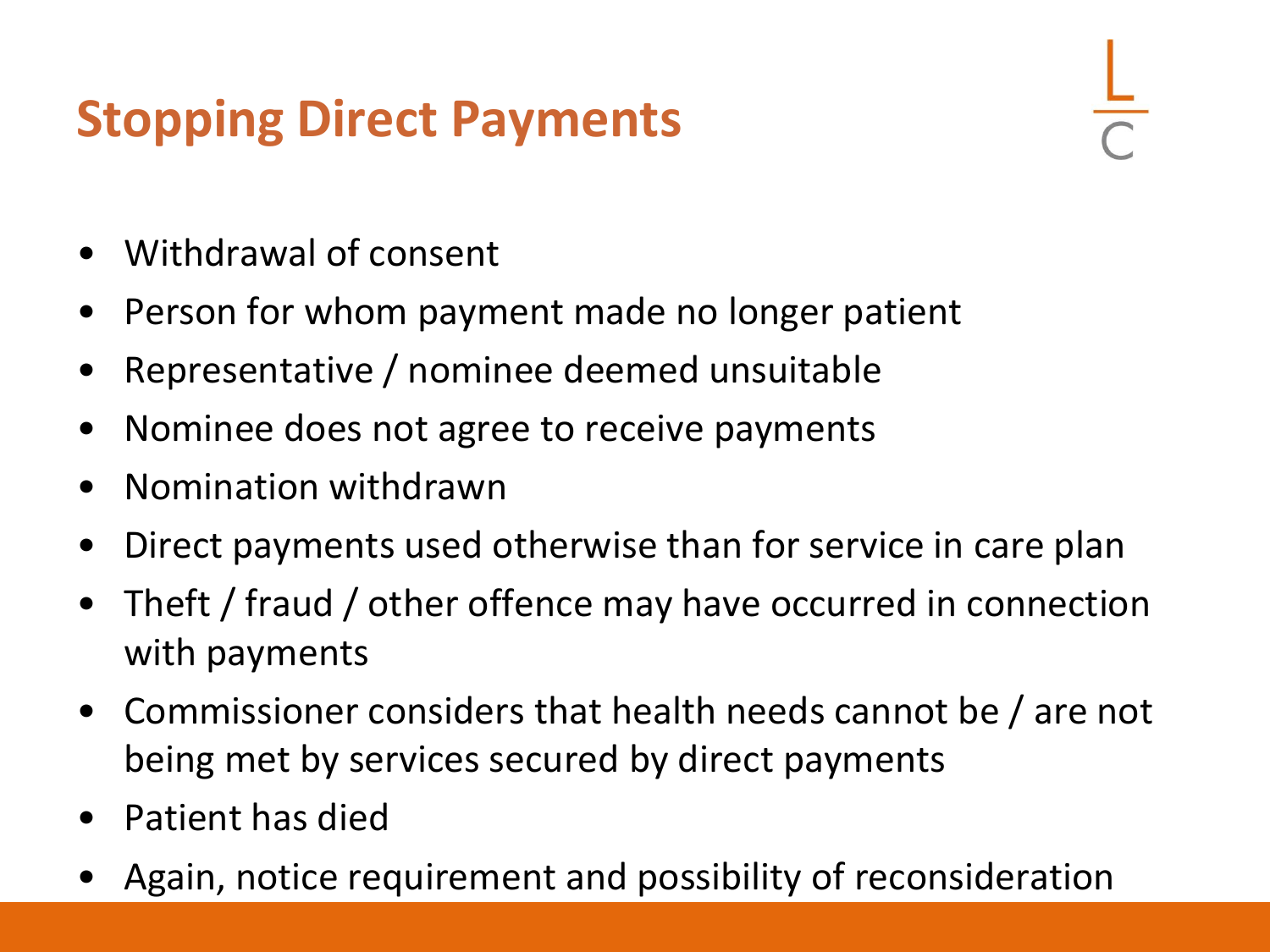# Stopping Direct Payments

- Withdrawal of consent
- Person for whom payment made no longer patient
- Representative / nominee deemed unsuitable
- Nominee does not agree to receive payments
- Nomination withdrawn
- Direct payments used otherwise than for service in care plan
- Theft / fraud / other offence may have occurred in connection with payments
- Commissioner considers that health needs cannot be / are not being met by services secured by direct payments
- Patient has died
- Again, notice requirement and possibility of reconsideration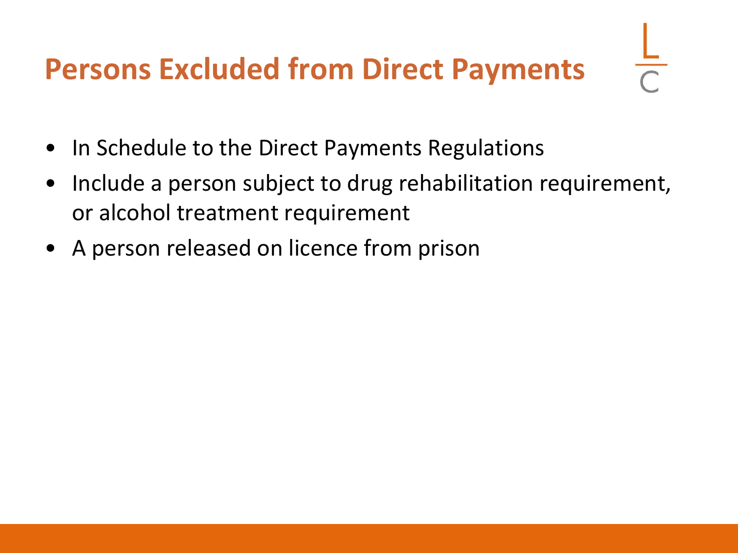# Persons Excluded from Direct Payments

- In Schedule to the Direct Payments Regulations
- Include a person subject to drug rehabilitation requirement, or alcohol treatment requirement
- A person released on licence from prison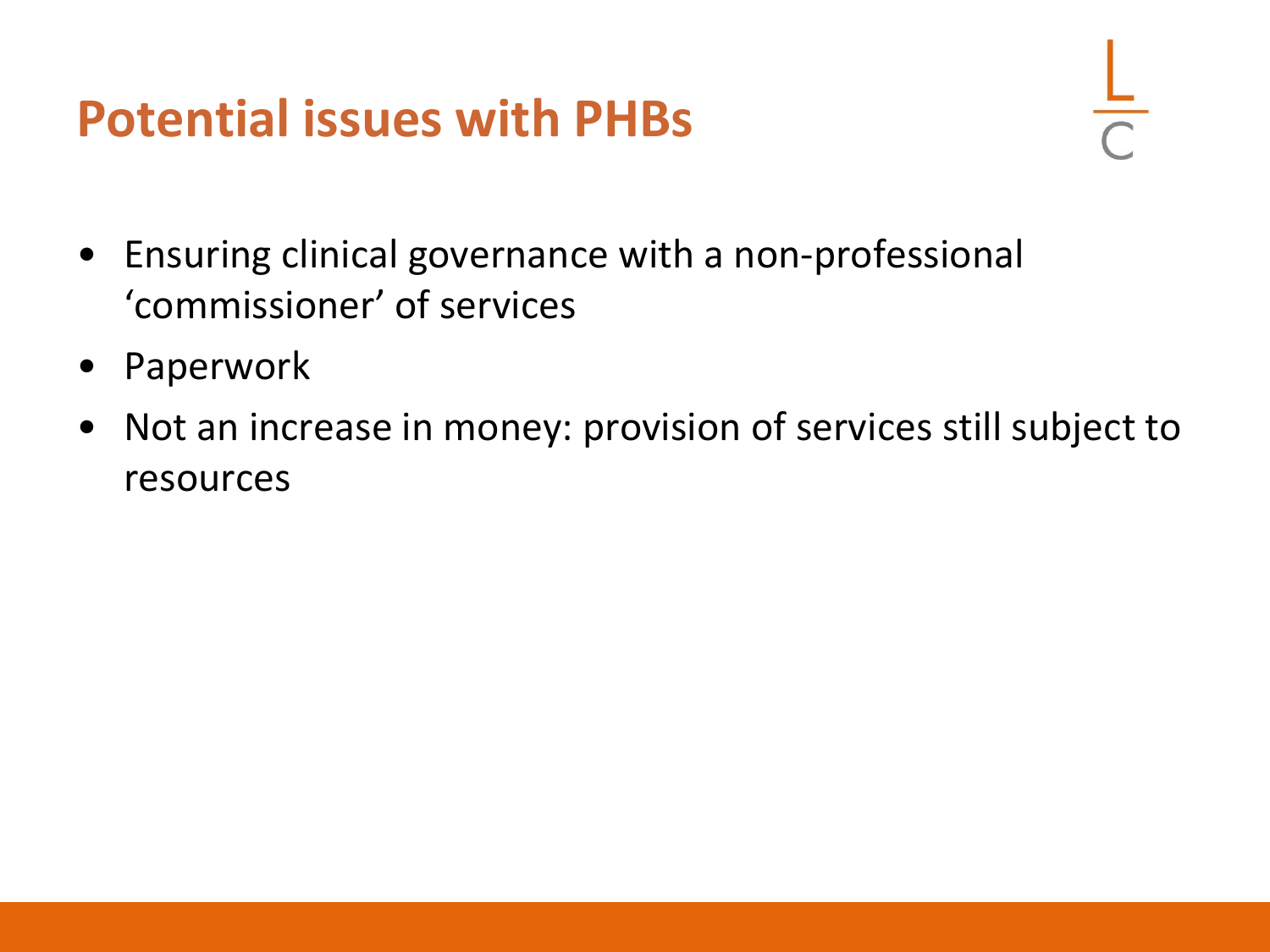# Potential issues with PHBs

- Ensuring clinical governance with a non-professional 'commissioner' of services
- Paperwork
- Not an increase in money: provision of services still subject to resources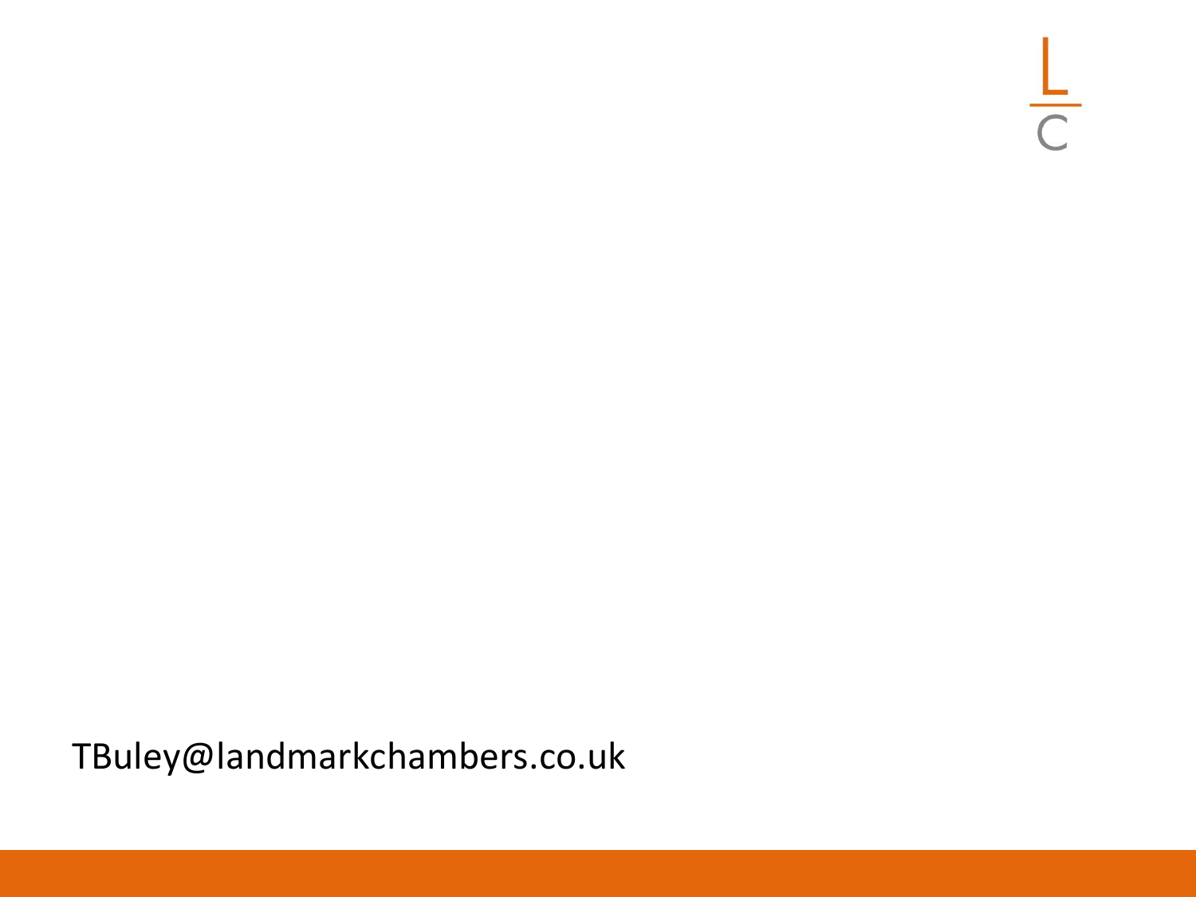TBuley@landmarkchambers.co.uk